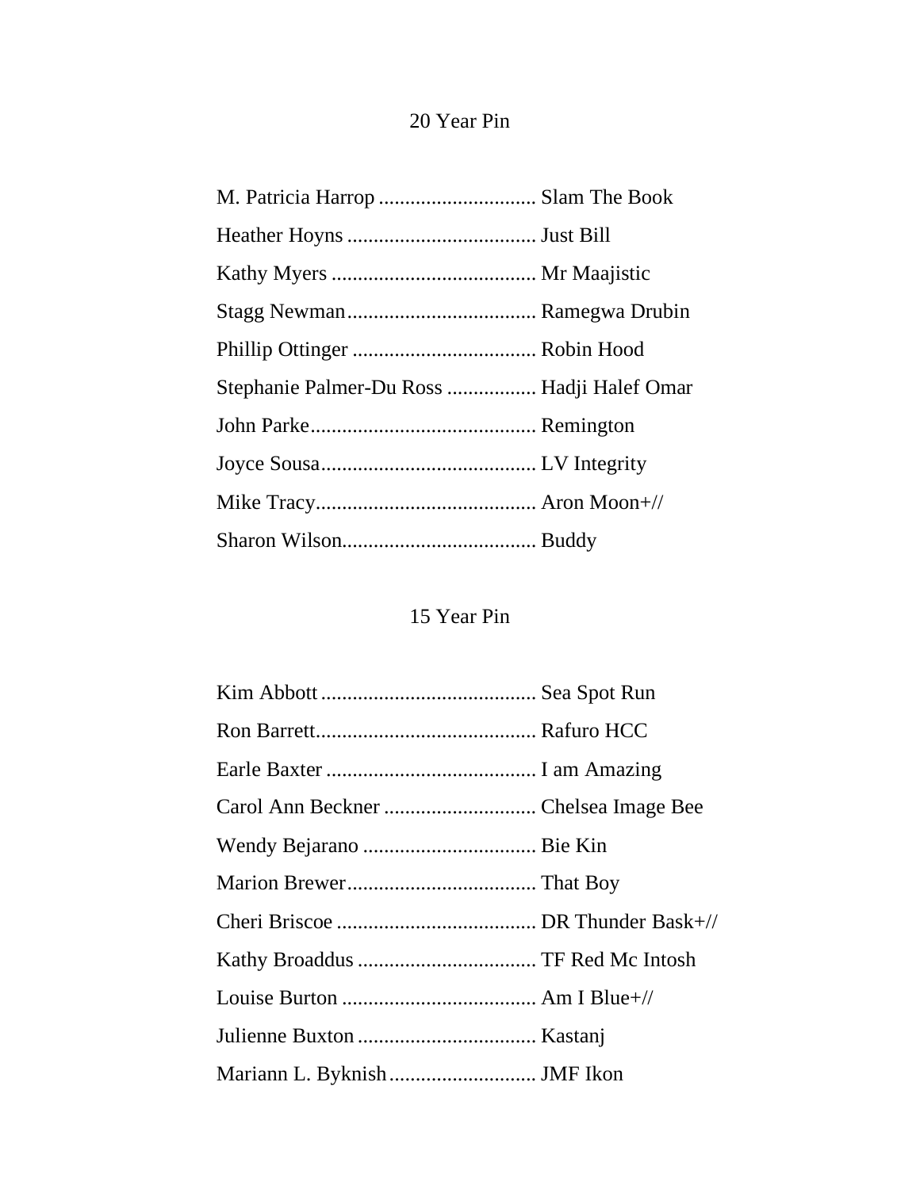## 20 Year Pin

M. Patricia Harrop .............................. Slam The Book

Heather Hoyns .................................... Just Bill

Kathy Myers ....................................... Mr Maajistic

Stagg Newman.................................... Ramegwa Drubin

Phillip Ottinger ................................... Robin Hood

Stephanie Palmer-Du Ross ................. Hadji Halef Omar

John Parke........................................... Remington

Joyce Sousa......................................... LV Integrity

Mike Tracy.......................................... Aron Moon+//

Sharon Wilson..................................... Buddy

## 15 Year Pin

Kim Abbott ......................................... Sea Spot Run

Ron Barrett.......................................... Rafuro HCC

Earle Baxter ........................................ I am Amazing

Carol Ann Beckner ............................. Chelsea Image Bee

Wendy Bejarano ................................. Bie Kin

Marion Brewer.................................... That Boy

Cheri Briscoe ...................................... DR Thunder Bask+//

Kathy Broaddus .................................. TF Red Mc Intosh

Louise Burton ..................................... Am I Blue+//

Julienne Buxton .................................. Kastanj

Mariann L. Byknish............................ JMF Ikon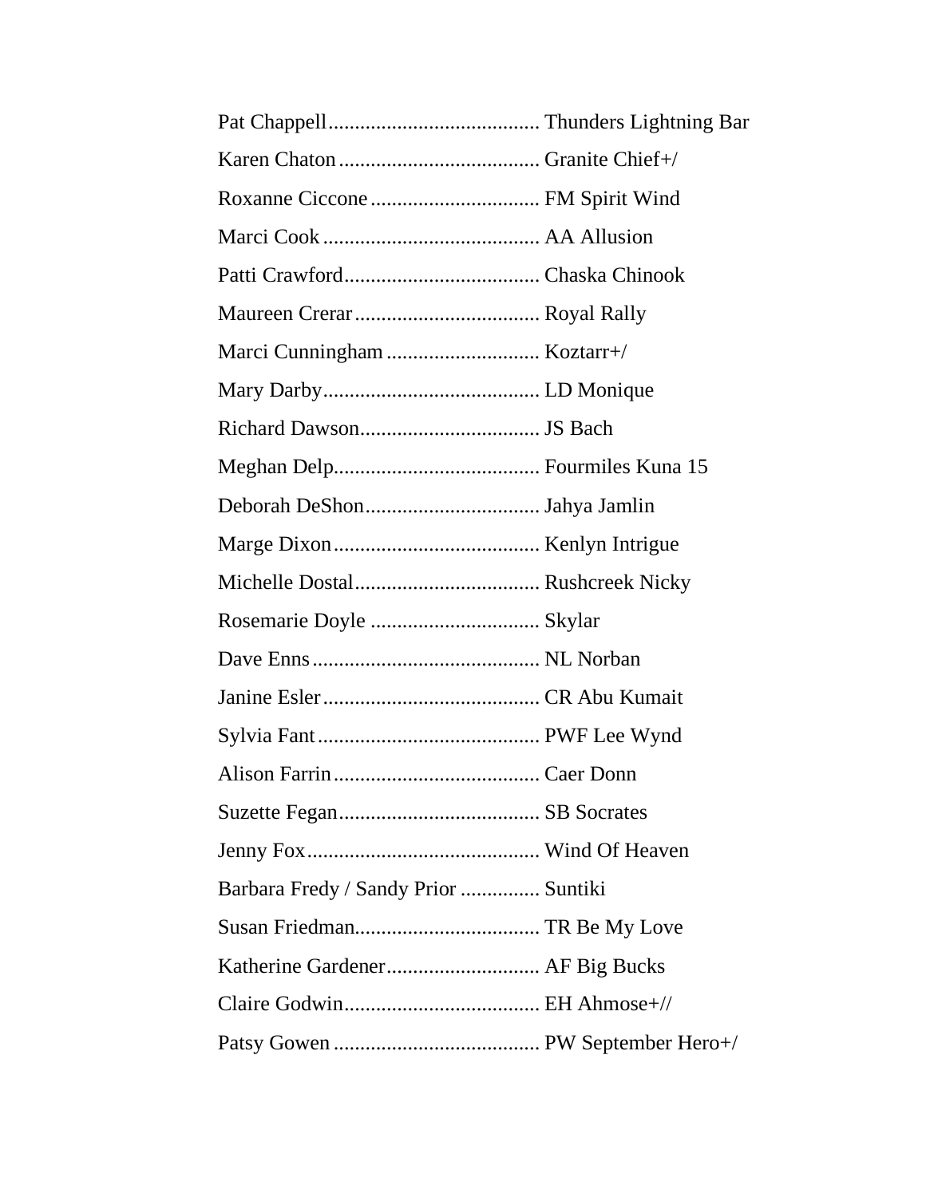Pat Chappell........................................ Thunders Lightning Bar

Karen Chaton...................................... Granite Chief+/

Roxanne Ciccone................................ FM Spirit Wind

Marci Cook......................................... AA Allusion

Patti Crawford..................................... Chaska Chinook

Maureen Crerar................................... Royal Rally

Marci Cunningham............................. Koztarr+/

Mary Darby......................................... LD Monique

Richard Dawson.................................. JS Bach

Meghan Delp....................................... Fourmiles Kuna 15

Deborah DeShon................................. Jahya Jamlin

Marge Dixon....................................... Kenlyn Intrigue

Michelle Dostal................................... Rushcreek Nicky

Rosemarie Doyle ................................ Skylar

Dave Enns........................................... NL Norban

Janine Esler......................................... CR Abu Kumait

Sylvia Fant.......................................... PWF Lee Wynd

Alison Farrin....................................... Caer Donn

Suzette Fegan...................................... SB Socrates

Jenny Fox............................................ Wind Of Heaven

Barbara Fredy / Sandy Prior ............... Suntiki

Susan Friedman................................... TR Be My Love

Katherine Gardener............................. AF Big Bucks

Claire Godwin..................................... EH Ahmose+//

Patsy Gowen....................................... PW September Hero+/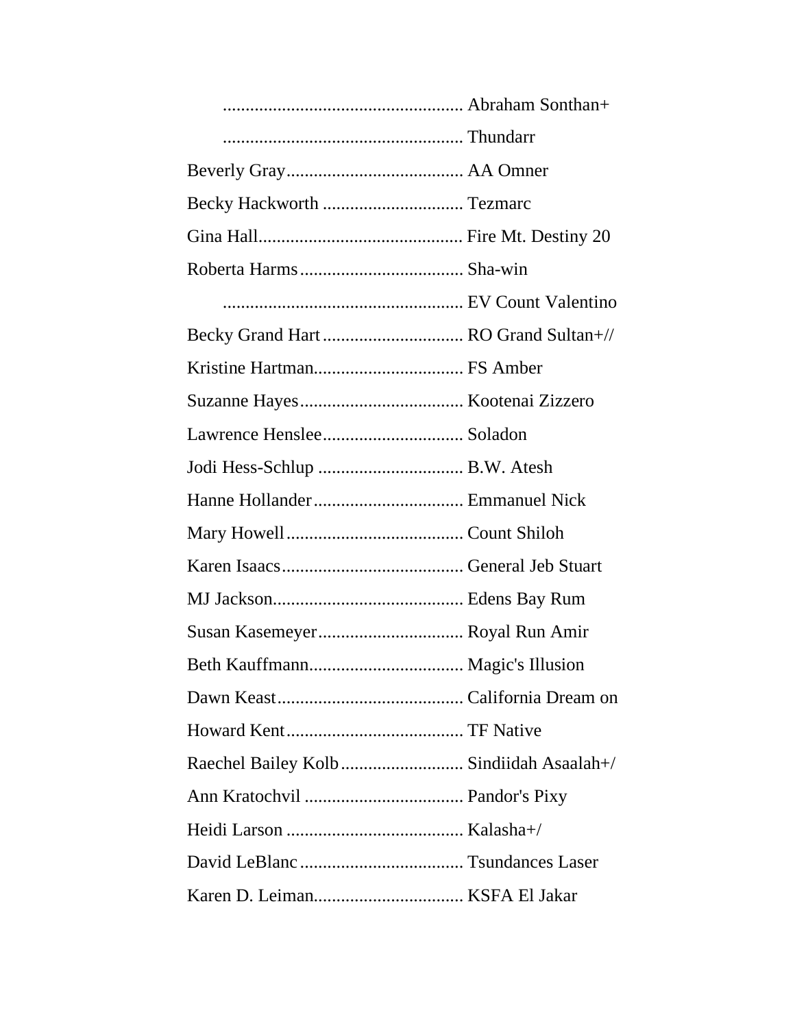.................................................... Abraham Sonthan+

.................................................... Thundarr

Beverly Gray....................................... AA Omner

Becky Hackworth ............................... Tezmarc

Gina Hall............................................. Fire Mt. Destiny 20

Roberta Harms.................................... Sha-win

.................................................... EV Count Valentino

Becky Grand Hart ............................... RO Grand Sultan+//

Kristine Hartman................................. FS Amber

Suzanne Hayes.................................... Kootenai Zizzero

Lawrence Henslee............................... Soladon

Jodi Hess-Schlup ................................ B.W. Atesh

Hanne Hollander................................. Emmanuel Nick

Mary Howell....................................... Count Shiloh

Karen Isaacs........................................ General Jeb Stuart

MJ Jackson.......................................... Edens Bay Rum

Susan Kasemeyer................................ Royal Run Amir

Beth Kauffmann.................................. Magic's Illusion

Dawn Keast......................................... California Dream on

Howard Kent....................................... TF Native

Raechel Bailey Kolb........................... Sindiidah Asaalah+/

Ann Kratochvil ................................... Pandor's Pixy

Heidi Larson ....................................... Kalasha+/

David LeBlanc.................................... Tsundances Laser

Karen D. Leiman................................. KSFA El Jakar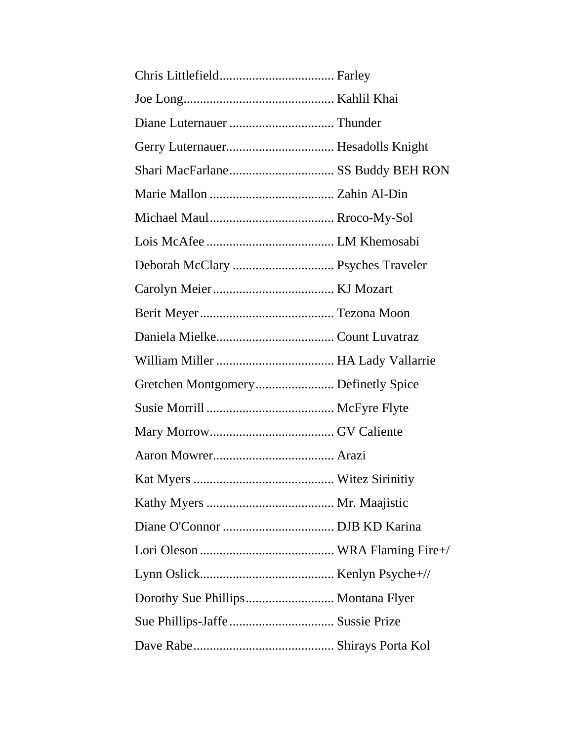Chris Littlefield................................... Farley

Joe Long.............................................. Kahlil Khai

Diane Luternauer ................................ Thunder

Gerry Luternauer................................. Hesadolls Knight

Shari MacFarlane................................ SS Buddy BEH RON

Marie Mallon ...................................... Zahin Al-Din

Michael Maul...................................... Rroco-My-Sol

Lois McAfee ....................................... LM Khemosabi

Deborah McClary ............................... Psyches Traveler

Carolyn Meier..................................... KJ Mozart

Berit Meyer......................................... Tezona Moon

Daniela Mielke.................................... Count Luvatraz

William Miller .................................... HA Lady Vallarrie

Gretchen Montgomery........................ Definetly Spice

Susie Morrill ....................................... McFyre Flyte

Mary Morrow...................................... GV Caliente

Aaron Mowrer..................................... Arazi

Kat Myers ........................................... Witez Sirinitiy

Kathy Myers ....................................... Mr. Maajistic

Diane O'Connor .................................. DJB KD Karina

Lori Oleson ......................................... WRA Flaming Fire+/

Lynn Oslick......................................... Kenlyn Psyche+//

Dorothy Sue Phillips........................... Montana Flyer

Sue Phillips-Jaffe ................................ Sussie Prize

Dave Rabe........................................... Shirays Porta Kol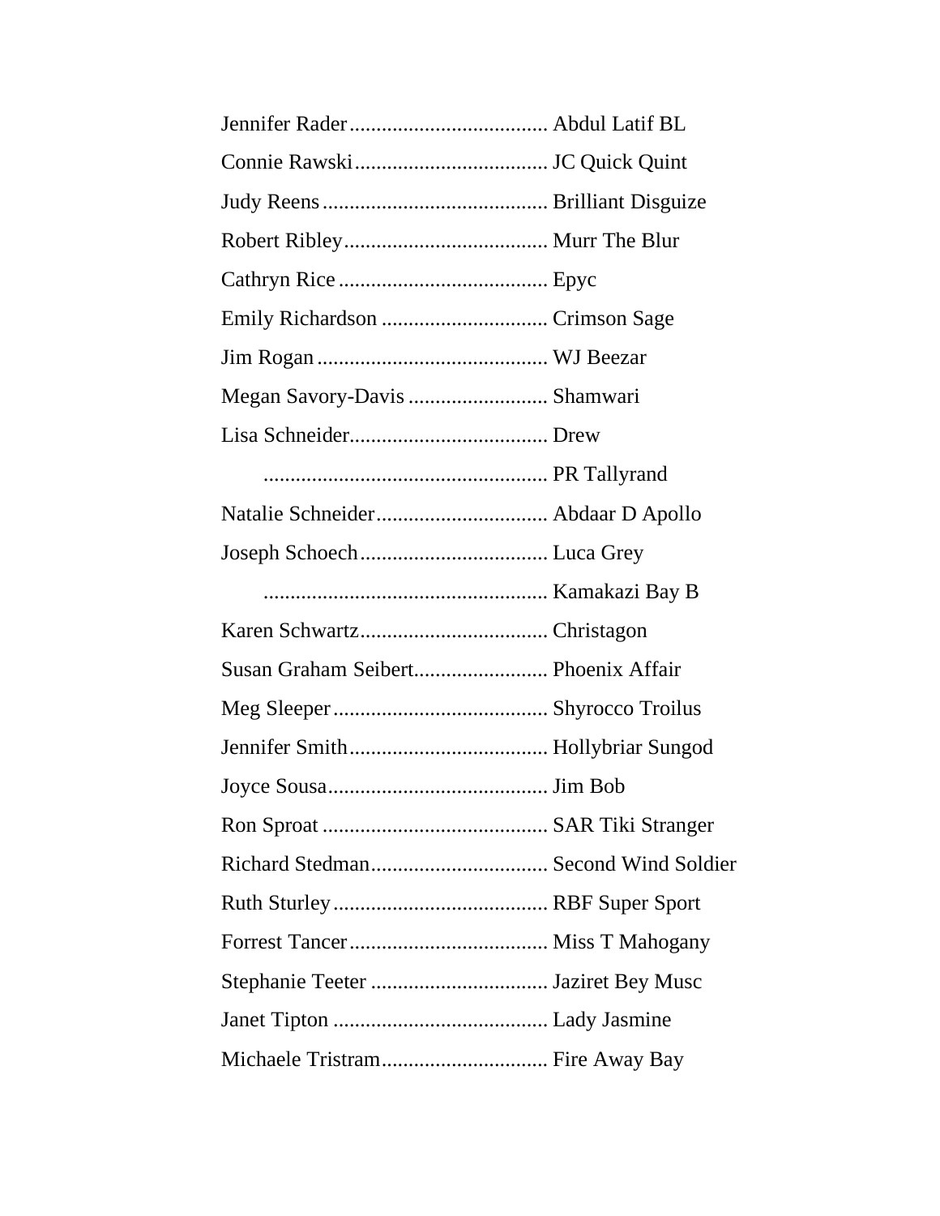Jennifer Rader..................................... Abdul Latif BL

Connie Rawski.................................... JC Quick Quint

Judy Reens.......................................... Brilliant Disguize

Robert Ribley...................................... Murr The Blur

Cathryn Rice ....................................... Epyc

Emily Richardson ............................... Crimson Sage

Jim Rogan........................................... WJ Beezar

Megan Savory-Davis .......................... Shamwari

Lisa Schneider..................................... Drew

..................................................... PR Tallyrand

Natalie Schneider................................ Abdaar D Apollo

Joseph Schoech................................... Luca Grey

..................................................... Kamakazi Bay B

Karen Schwartz................................... Christagon

Susan Graham Seibert......................... Phoenix Affair

Meg Sleeper........................................ Shyrocco Troilus

Jennifer Smith..................................... Hollybriar Sungod

Joyce Sousa......................................... Jim Bob

Ron Sproat .......................................... SAR Tiki Stranger

Richard Stedman................................. Second Wind Soldier

Ruth Sturley........................................ RBF Super Sport

Forrest Tancer..................................... Miss T Mahogany

Stephanie Teeter ................................. Jaziret Bey Musc

Janet Tipton ........................................ Lady Jasmine

Michaele Tristram............................... Fire Away Bay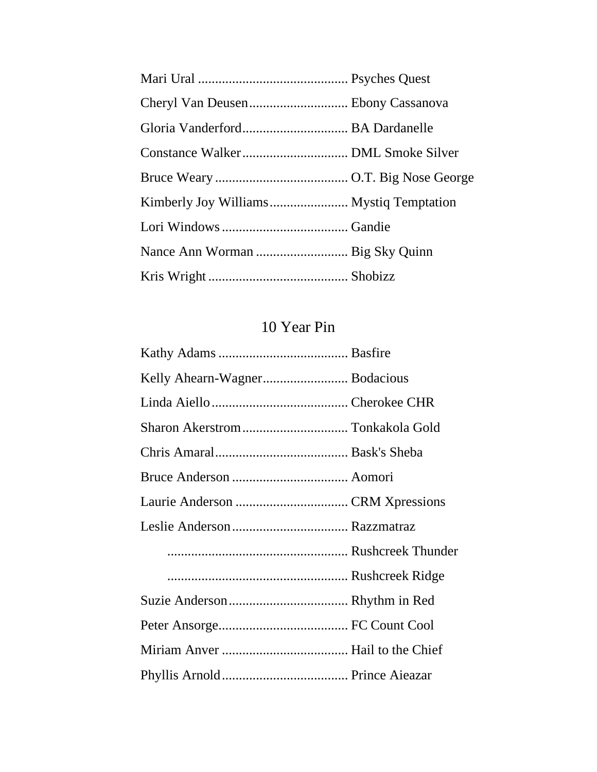Mari Ural ............................................ Psyches Quest

Cheryl Van Deusen............................. Ebony Cassanova

Gloria Vanderford............................... BA Dardanelle

Constance Walker............................... DML Smoke Silver

Bruce Weary....................................... O.T. Big Nose George

Kimberly Joy Williams....................... Mystiq Temptation

Lori Windows..................................... Gandie

Nance Ann Worman ........................... Big Sky Quinn

Kris Wright......................................... Shobizz

## 10 Year Pin

Kathy Adams ...................................... Basfire

Kelly Ahearn-Wagner......................... Bodacious

Linda Aiello........................................ Cherokee CHR

Sharon Akerstrom............................... Tonkakola Gold

Chris Amaral....................................... Bask's Sheba

Bruce Anderson .................................. Aomori

Laurie Anderson ................................. CRM Xpressions

Leslie Anderson.................................. Razzmatraz

..................................................... Rushcreek Thunder

..................................................... Rushcreek Ridge

Suzie Anderson................................... Rhythm in Red

Peter Ansorge...................................... FC Count Cool

Miriam Anver ..................................... Hail to the Chief

Phyllis Arnold..................................... Prince Aieazar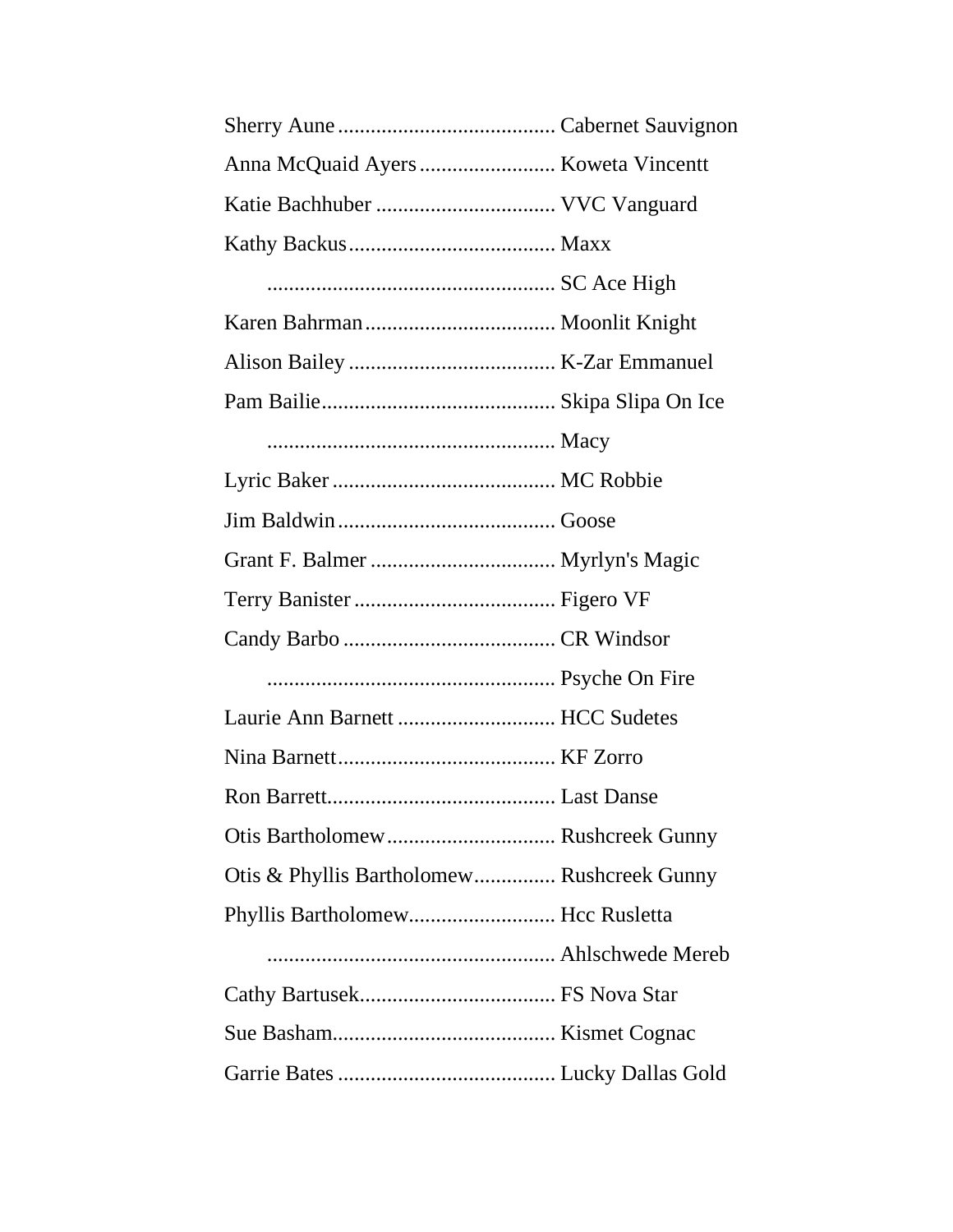Sherry Aune........................................ Cabernet Sauvignon

Anna McQuaid Ayers......................... Koweta Vincentt

Katie Bachhuber ................................. VVC Vanguard

Kathy Backus...................................... Maxx

..................................................... SC Ace High

Karen Bahrman................................... Moonlit Knight

Alison Bailey ...................................... K-Zar Emmanuel

Pam Bailie........................................... Skipa Slipa On Ice

..................................................... Macy

Lyric Baker ......................................... MC Robbie

Jim Baldwin........................................ Goose

Grant F. Balmer .................................. Myrlyn's Magic

Terry Banister ..................................... Figero VF

Candy Barbo ....................................... CR Windsor

..................................................... Psyche On Fire

Laurie Ann Barnett ............................. HCC Sudetes

Nina Barnett........................................ KF Zorro

Ron Barrett.......................................... Last Danse

Otis Bartholomew............................... Rushcreek Gunny

Otis & Phyllis Bartholomew............... Rushcreek Gunny

Phyllis Bartholomew........................... Hcc Rusletta

..................................................... Ahlschwede Mereb

Cathy Bartusek.................................... FS Nova Star

Sue Basham......................................... Kismet Cognac

Garrie Bates ........................................ Lucky Dallas Gold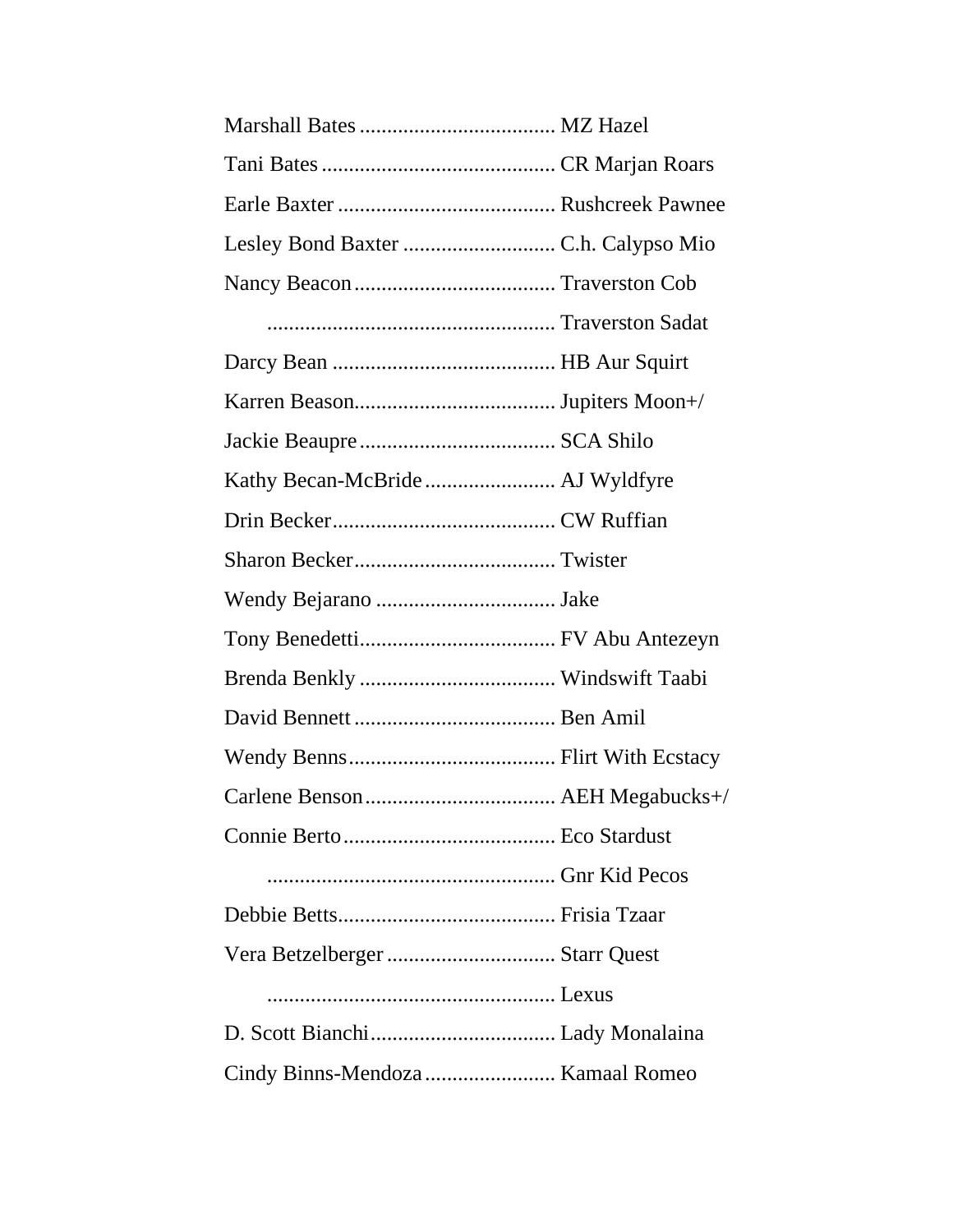| | |
|---|---|
| Marshall Bates | MZ Hazel |
| Tani Bates | CR Marjan Roars |
| Earle Baxter | Rushcreek Pawnee |
| Lesley Bond Baxter | C.h. Calypso Mio |
| Nancy Beacon | Traverston Cob |
| | Traverston Sadat |
| Darcy Bean | HB Aur Squirt |
| Karren Beason | Jupiters Moon+/ |
| Jackie Beaupre | SCA Shilo |
| Kathy Becan-McBride | AJ Wyldfyre |
| Drin Becker | CW Ruffian |
| Sharon Becker | Twister |
| Wendy Bejarano | Jake |
| Tony Benedetti | FV Abu Antezeyn |
| Brenda Benkly | Windswift Taabi |
| David Bennett | Ben Amil |
| Wendy Benns | Flirt With Ecstacy |
| Carlene Benson | AEH Megabucks+/ |
| Connie Berto | Eco Stardust |
| | Gnr Kid Pecos |
| Debbie Betts | Frisia Tzaar |
| Vera Betzelberger | Starr Quest |
| | Lexus |
| D. Scott Bianchi | Lady Monalaina |
| Cindy Binns-Mendoza | Kamaal Romeo |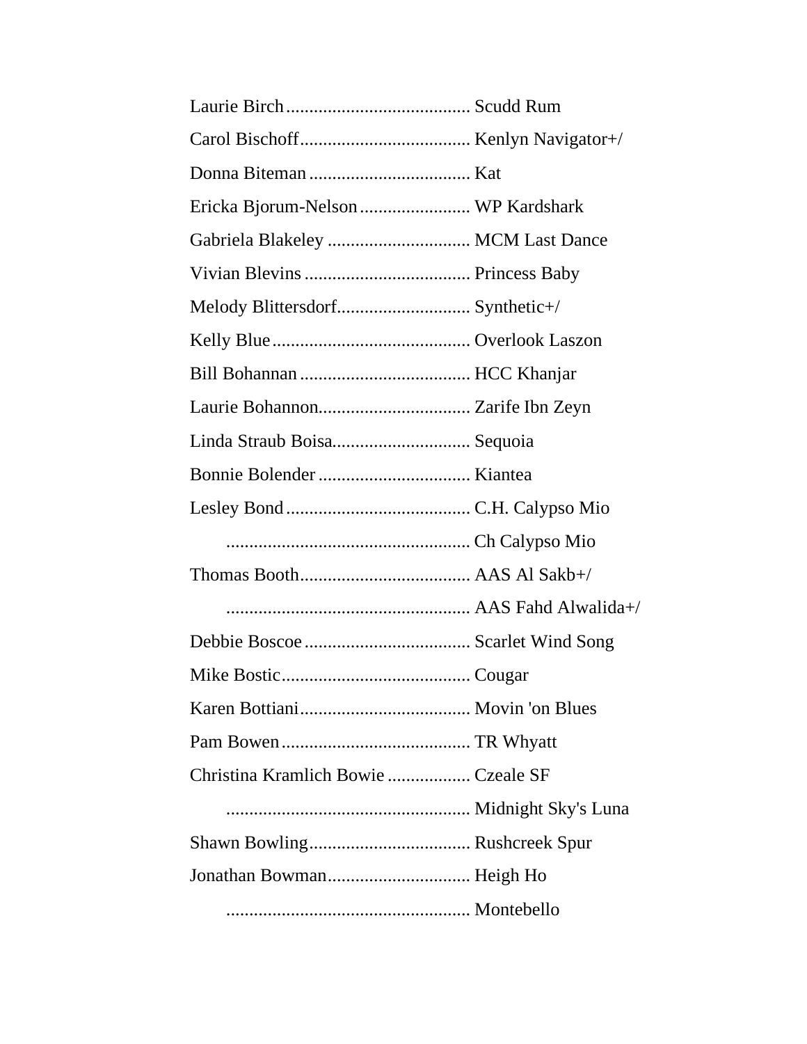Laurie Birch........................................ Scudd Rum

Carol Bischoff..................................... Kenlyn Navigator+/

Donna Biteman.................................... Kat

Ericka Bjorum-Nelson........................ WP Kardshark

Gabriela Blakeley ............................... MCM Last Dance

Vivian Blevins .................................... Princess Baby

Melody Blittersdorf............................. Synthetic+/

Kelly Blue........................................... Overlook Laszon

Bill Bohannan ..................................... HCC Khanjar

Laurie Bohannon................................. Zarife Ibn Zeyn

Linda Straub Boisa.............................. Sequoia

Bonnie Bolender ................................. Kiantea

Lesley Bond........................................ C.H. Calypso Mio

..................................................... Ch Calypso Mio

Thomas Booth..................................... AAS Al Sakb+/

..................................................... AAS Fahd Alwalida+/

Debbie Boscoe .................................... Scarlet Wind Song

Mike Bostic......................................... Cougar

Karen Bottiani..................................... Movin 'on Blues

Pam Bowen......................................... TR Whyatt

Christina Kramlich Bowie .................. Czeale SF

..................................................... Midnight Sky's Luna

Shawn Bowling................................... Rushcreek Spur

Jonathan Bowman............................... Heigh Ho

..................................................... Montebello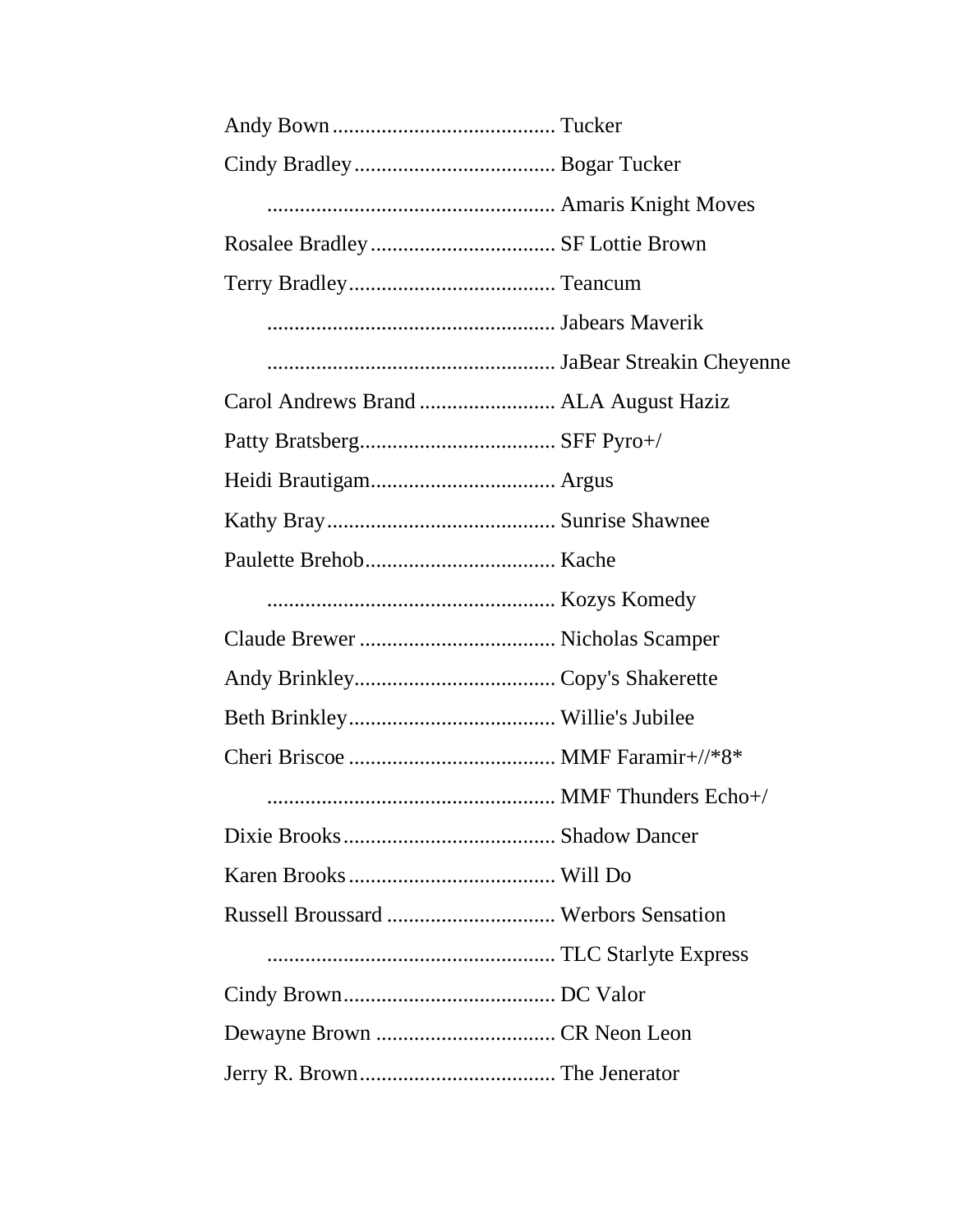Andy Bown ......................................... Tucker

Cindy Bradley ..................................... Bogar Tucker

..................................................... Amaris Knight Moves

Rosalee Bradley .................................. SF Lottie Brown

Terry Bradley ...................................... Teancum

..................................................... Jabears Maverik

..................................................... JaBear Streakin Cheyenne

Carol Andrews Brand ......................... ALA August Haziz

Patty Bratsberg.................................... SFF Pyro+/

Heidi Brautigam.................................. Argus

Kathy Bray.......................................... Sunrise Shawnee

Paulette Brehob................................... Kache

..................................................... Kozys Komedy

Claude Brewer .................................... Nicholas Scamper

Andy Brinkley..................................... Copy's Shakerette

Beth Brinkley...................................... Willie's Jubilee

Cheri Briscoe ...................................... MMF Faramir+//*8*

..................................................... MMF Thunders Echo+/

Dixie Brooks....................................... Shadow Dancer

Karen Brooks ...................................... Will Do

Russell Broussard ............................... Werbors Sensation

..................................................... TLC Starlyte Express

Cindy Brown....................................... DC Valor

Dewayne Brown ................................. CR Neon Leon

Jerry R. Brown.................................... The Jenerator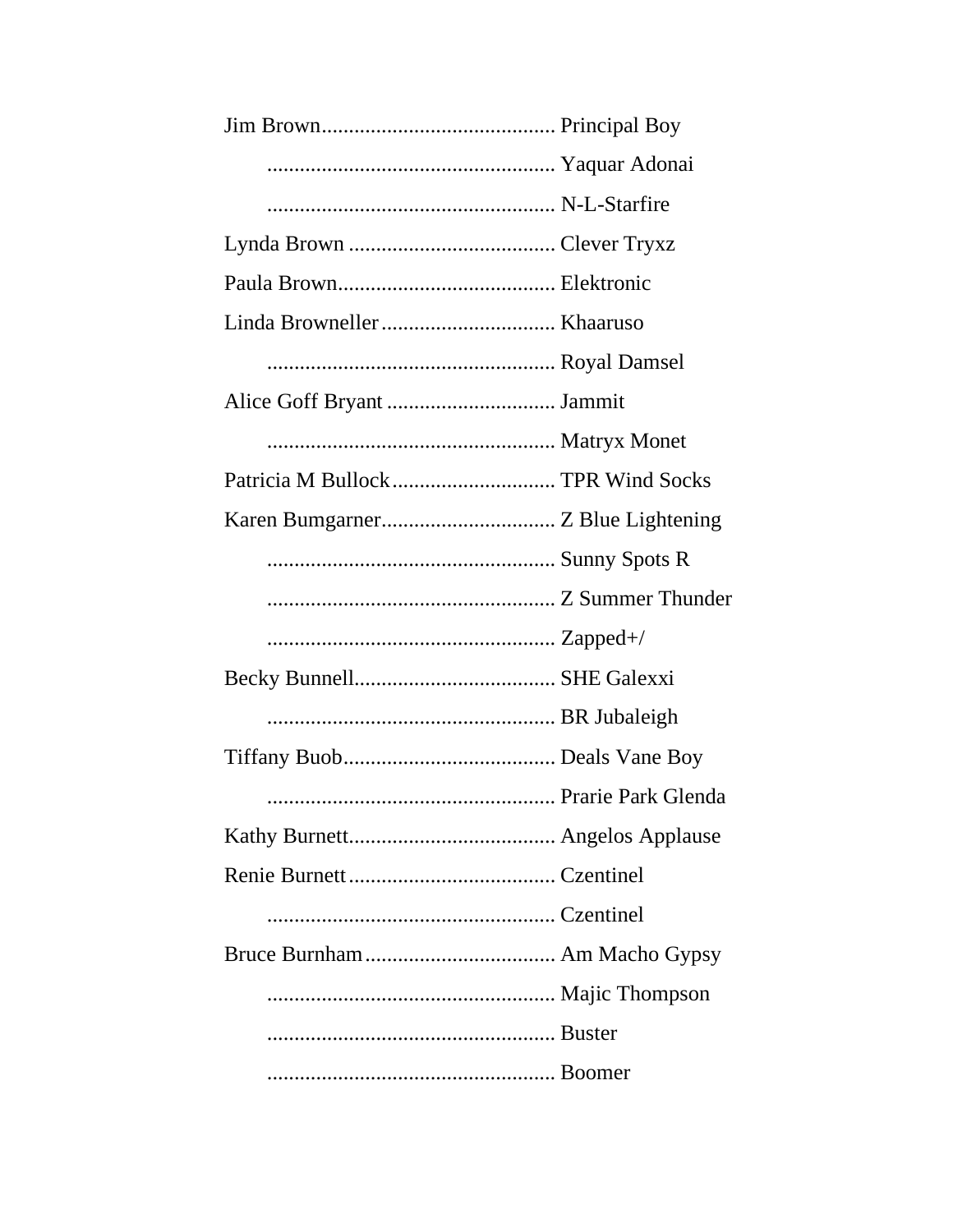| | |
|---|---|
| Jim Brown | Principal Boy |
| | Yaquar Adonai |
| | N-L-Starfire |
| Lynda Brown | Clever Tryxz |
| Paula Brown | Elektronic |
| Linda Browneller | Khaaruso |
| | Royal Damsel |
| Alice Goff Bryant | Jammit |
| | Matryx Monet |
| Patricia M Bullock | TPR Wind Socks |
| Karen Bumgarner | Z Blue Lightening |
| | Sunny Spots R |
| | Z Summer Thunder |
| | Zapped+/ |
| Becky Bunnell | SHE Galexxi |
| | BR Jubaleigh |
| Tiffany Buob | Deals Vane Boy |
| | Prarie Park Glenda |
| Kathy Burnett | Angelos Applause |
| Renie Burnett | Czentinel |
| | Czentinel |
| Bruce Burnham | Am Macho Gypsy |
| | Majic Thompson |
| | Buster |
| | Boomer |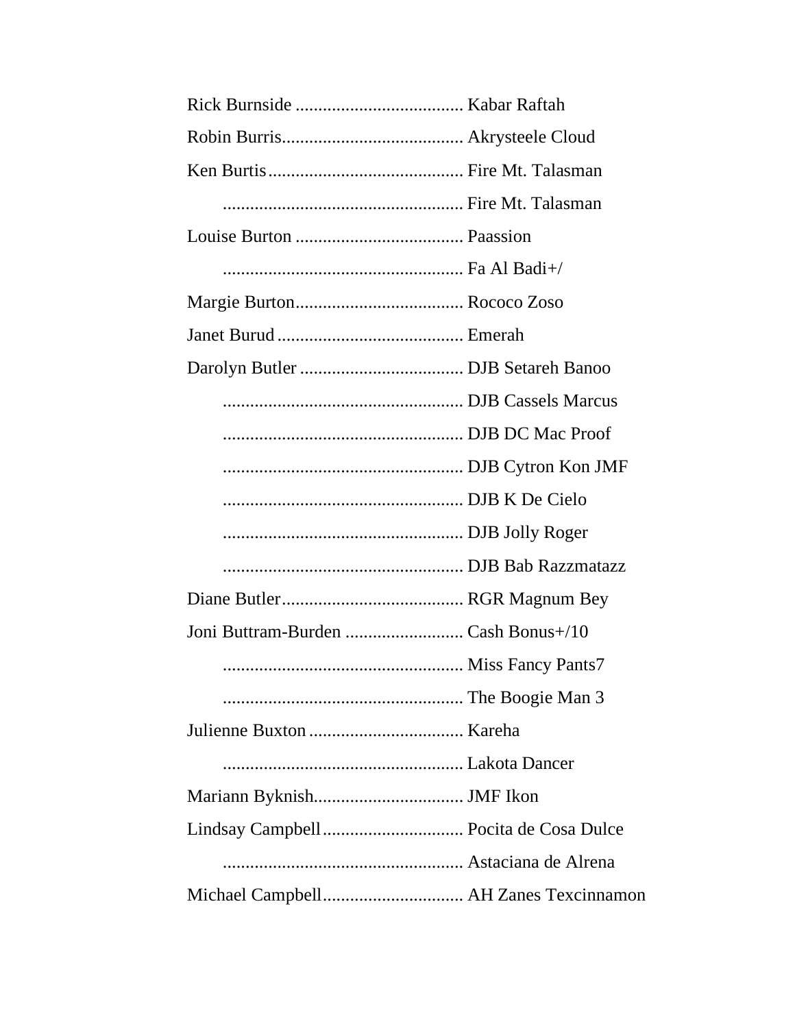Rick Burnside ..................................... Kabar Raftah

Robin Burris........................................ Akrysteele Cloud

Ken Burtis........................................... Fire Mt. Talasman

..................................................... Fire Mt. Talasman

Louise Burton ..................................... Paassion

..................................................... Fa Al Badi+/

Margie Burton..................................... Rococo Zoso

Janet Burud......................................... Emerah

Darolyn Butler .................................... DJB Setareh Banoo

..................................................... DJB Cassels Marcus

..................................................... DJB DC Mac Proof

..................................................... DJB Cytron Kon JMF

..................................................... DJB K De Cielo

..................................................... DJB Jolly Roger

..................................................... DJB Bab Razzmatazz

Diane Butler........................................ RGR Magnum Bey

Joni Buttram-Burden .......................... Cash Bonus+/10

..................................................... Miss Fancy Pants7

..................................................... The Boogie Man 3

Julienne Buxton .................................. Kareha

..................................................... Lakota Dancer

Mariann Byknish................................. JMF Ikon

Lindsay Campbell............................... Pocita de Cosa Dulce

..................................................... Astaciana de Alrena

Michael Campbell............................... AH Zanes Texcinnamon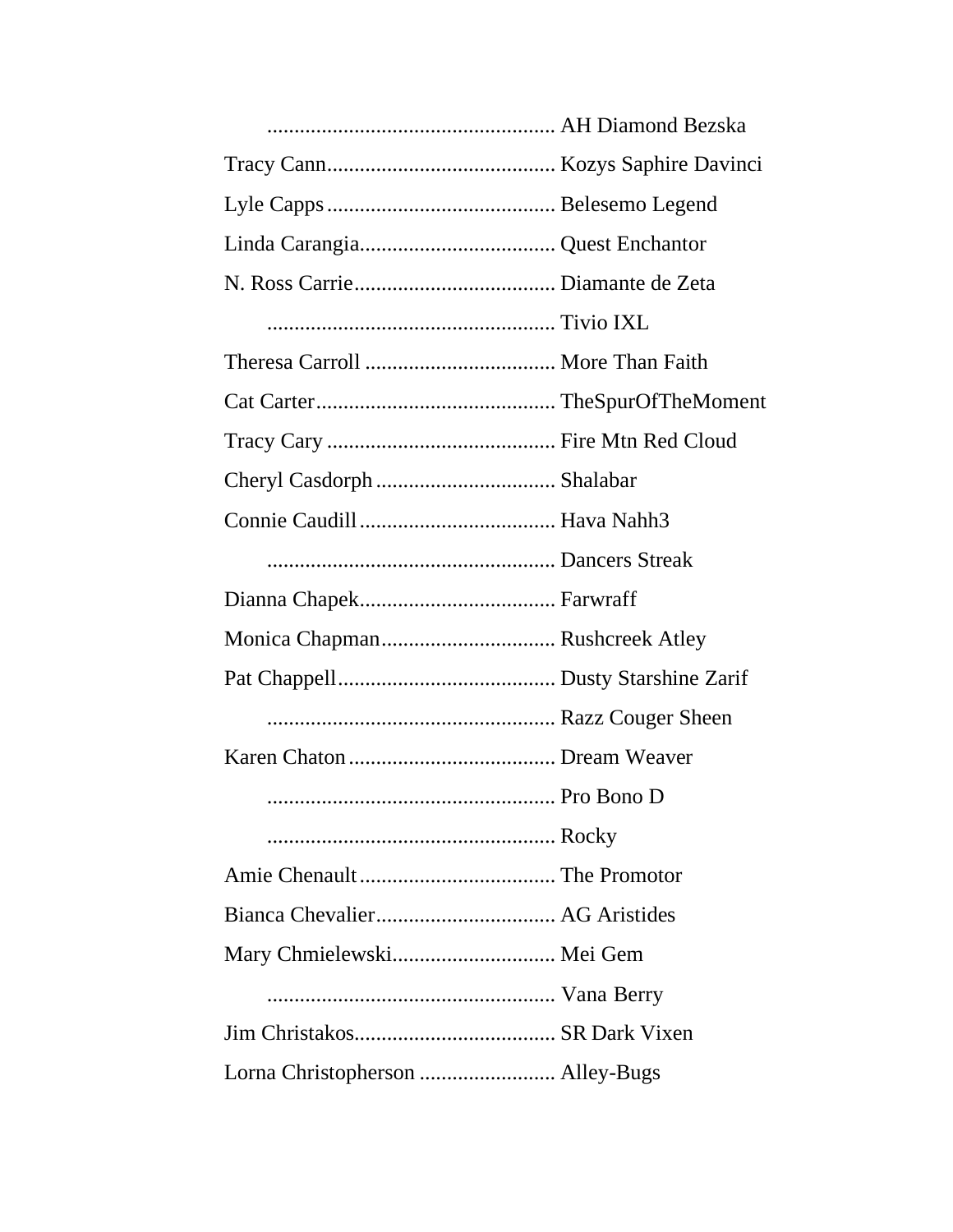.................................................... AH Diamond Bezska

Tracy Cann.......................................... Kozys Saphire Davinci

Lyle Capps.......................................... Belesemo Legend

Linda Carangia.................................... Quest Enchantor

N. Ross Carrie..................................... Diamante de Zeta

.................................................... Tivio IXL

Theresa Carroll ................................... More Than Faith

Cat Carter............................................ TheSpurOfTheMoment

Tracy Cary .......................................... Fire Mtn Red Cloud

Cheryl Casdorph ................................. Shalabar

Connie Caudill.................................... Hava Nahh3

.................................................... Dancers Streak

Dianna Chapek.................................... Farwraff

Monica Chapman................................ Rushcreek Atley

Pat Chappell........................................ Dusty Starshine Zarif

.................................................... Razz Couger Sheen

Karen Chaton...................................... Dream Weaver

.................................................... Pro Bono D

.................................................... Rocky

Amie Chenault.................................... The Promotor

Bianca Chevalier................................. AG Aristides

Mary Chmielewski.............................. Mei Gem

.................................................... Vana Berry

Jim Christakos..................................... SR Dark Vixen

Lorna Christopherson ......................... Alley-Bugs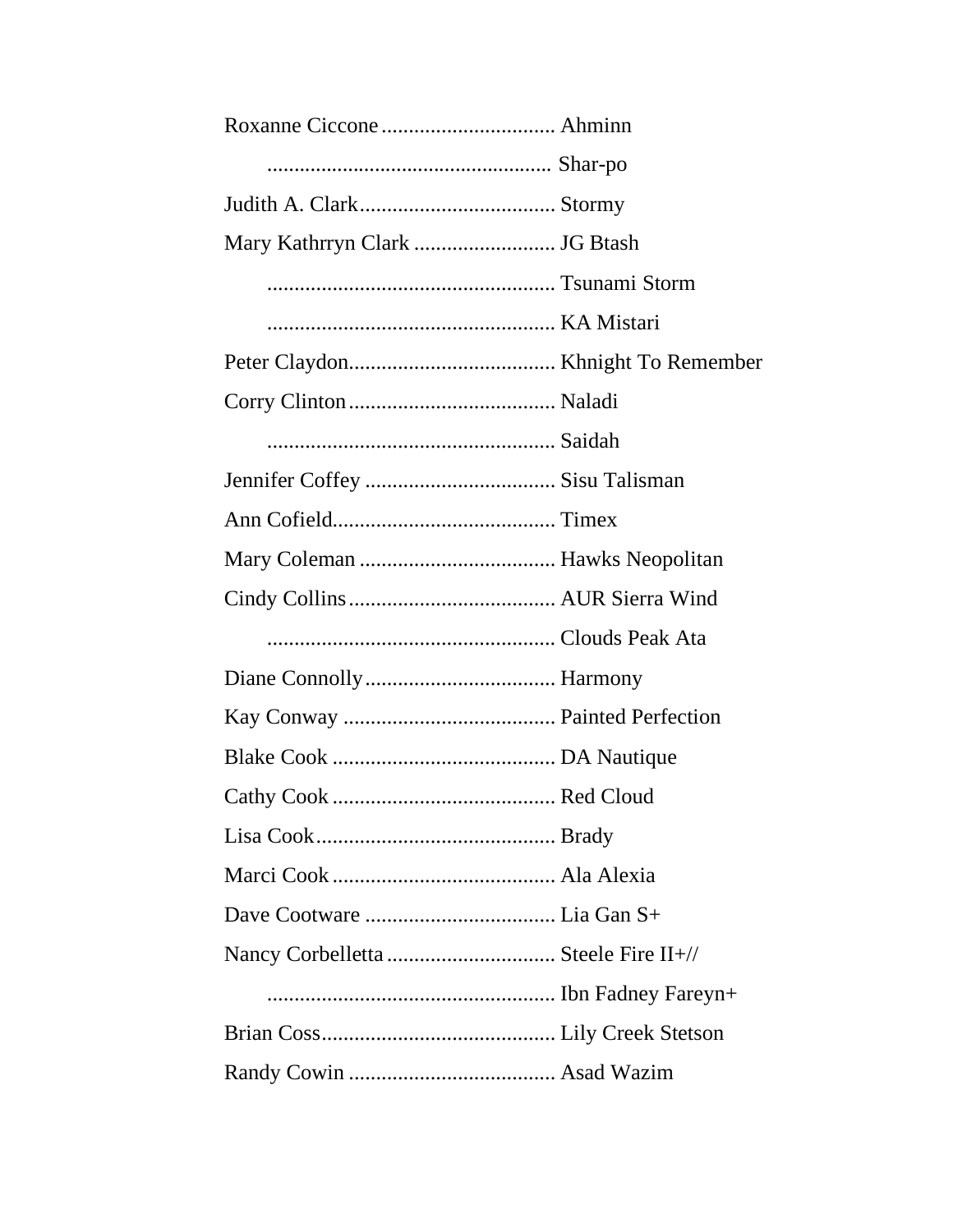Roxanne Ciccone ................................ Ahminn

.................................................... Shar-po

Judith A. Clark.................................... Stormy

Mary Kathrryn Clark .......................... JG Btash

..................................................... Tsunami Storm

..................................................... KA Mistari

Peter Claydon...................................... Khnight To Remember

Corry Clinton...................................... Naladi

..................................................... Saidah

Jennifer Coffey ................................... Sisu Talisman

Ann Cofield......................................... Timex

Mary Coleman .................................... Hawks Neopolitan

Cindy Collins...................................... AUR Sierra Wind

..................................................... Clouds Peak Ata

Diane Connolly................................... Harmony

Kay Conway ....................................... Painted Perfection

Blake Cook ......................................... DA Nautique

Cathy Cook ......................................... Red Cloud

Lisa Cook............................................ Brady

Marci Cook ......................................... Ala Alexia

Dave Cootware ................................... Lia Gan S+

Nancy Corbelletta ............................... Steele Fire II+//

..................................................... Ibn Fadney Fareyn+

Brian Coss........................................... Lily Creek Stetson

Randy Cowin ...................................... Asad Wazim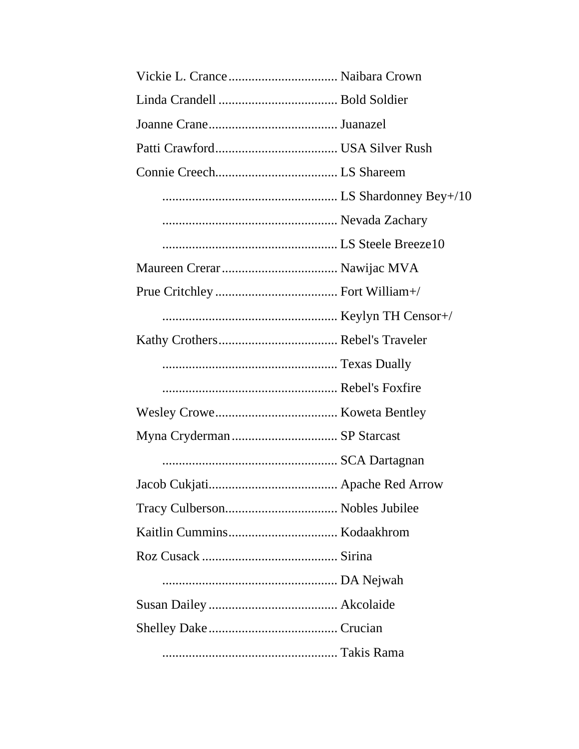| | |
|---|---|
| Vickie L. Crance | Naibara Crown |
| Linda Crandell | Bold Soldier |
| Joanne Crane | Juanazel |
| Patti Crawford | USA Silver Rush |
| Connie Creech | LS Shareem |
| | LS Shardonney Bey+/10 |
| | Nevada Zachary |
| | LS Steele Breeze10 |
| Maureen Crerar | Nawijac MVA |
| Prue Critchley | Fort William+/ |
| | Keylyn TH Censor+/ |
| Kathy Crothers | Rebel's Traveler |
| | Texas Dually |
| | Rebel's Foxfire |
| Wesley Crowe | Koweta Bentley |
| Myna Cryderman | SP Starcast |
| | SCA Dartagnan |
| Jacob Cukjati | Apache Red Arrow |
| Tracy Culberson | Nobles Jubilee |
| Kaitlin Cummins | Kodaakhrom |
| Roz Cusack | Sirina |
| | DA Nejwah |
| Susan Dailey | Akcolaide |
| Shelley Dake | Crucian |
| | Takis Rama |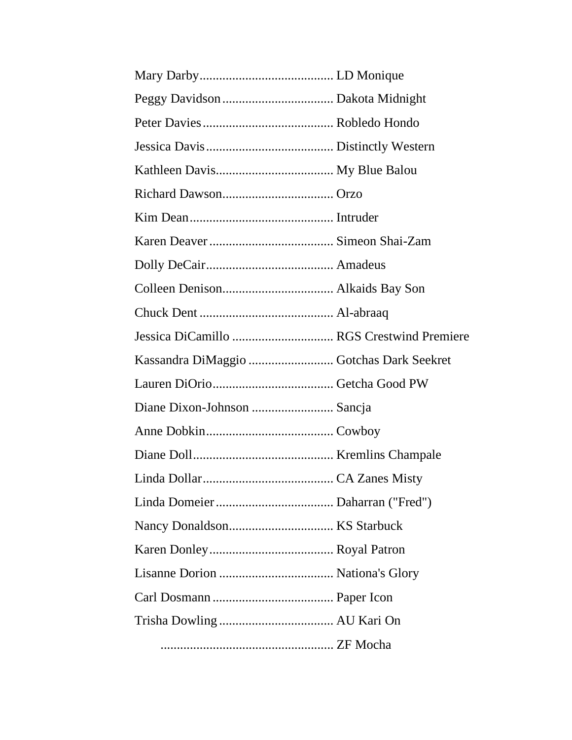Mary Darby......................................... LD Monique

Peggy Davidson.................................. Dakota Midnight

Peter Davies........................................ Robledo Hondo

Jessica Davis....................................... Distinctly Western

Kathleen Davis.................................... My Blue Balou

Richard Dawson.................................. Orzo

Kim Dean............................................ Intruder

Karen Deaver...................................... Simeon Shai-Zam

Dolly DeCair....................................... Amadeus

Colleen Denison.................................. Alkaids Bay Son

Chuck Dent......................................... Al-abraaq

Jessica DiCamillo ............................... RGS Crestwind Premiere

Kassandra DiMaggio .......................... Gotchas Dark Seekret

Lauren DiOrio..................................... Getcha Good PW

Diane Dixon-Johnson ......................... Sancja

Anne Dobkin....................................... Cowboy

Diane Doll........................................... Kremlins Champale

Linda Dollar........................................ CA Zanes Misty

Linda Domeier.................................... Daharran ("Fred")

Nancy Donaldson................................ KS Starbuck

Karen Donley...................................... Royal Patron

Lisanne Dorion ................................... Nationa's Glory

Carl Dosmann..................................... Paper Icon

Trisha Dowling................................... AU Kari On

..................................................... ZF Mocha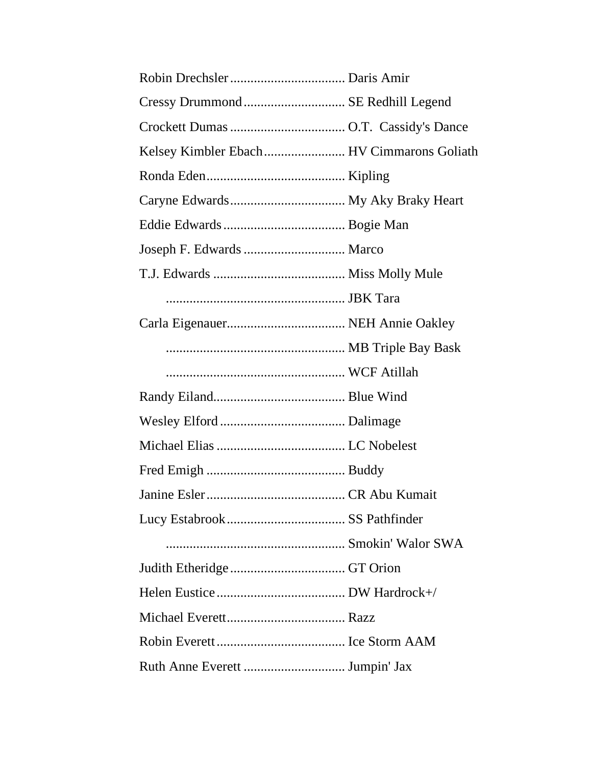Robin Drechsler.................................. Daris Amir
Cressy Drummond.............................. SE Redhill Legend
Crockett Dumas.................................. O.T. Cassidy's Dance
Kelsey Kimbler Ebach........................ HV Cimmarons Goliath
Ronda Eden......................................... Kipling
Caryne Edwards.................................. My Aky Braky Heart
Eddie Edwards.................................... Bogie Man
Joseph F. Edwards.............................. Marco
T.J. Edwards....................................... Miss Molly Mule
..................................................... JBK Tara
Carla Eigenauer................................... NEH Annie Oakley
..................................................... MB Triple Bay Bask
..................................................... WCF Atillah
Randy Eiland....................................... Blue Wind
Wesley Elford..................................... Dalimage
Michael Elias...................................... LC Nobelest
Fred Emigh......................................... Buddy
Janine Esler......................................... CR Abu Kumait
Lucy Estabrook................................... SS Pathfinder
..................................................... Smokin' Walor SWA
Judith Etheridge.................................. GT Orion
Helen Eustice...................................... DW Hardrock+/
Michael Everett................................... Razz
Robin Everett...................................... Ice Storm AAM
Ruth Anne Everett.............................. Jumpin' Jax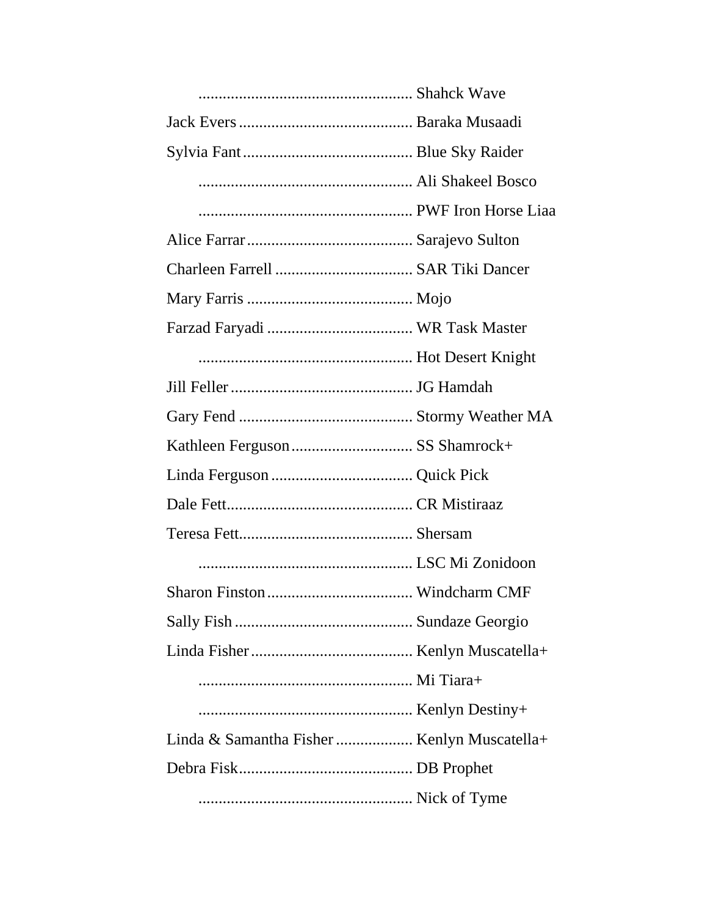...................................................... Shahck Wave

Jack Evers ........................................... Baraka Musaadi

Sylvia Fant........................................... Blue Sky Raider

...................................................... Ali Shakeel Bosco

...................................................... PWF Iron Horse Liaa

Alice Farrar.......................................... Sarajevo Sulton

Charleen Farrell .................................. SAR Tiki Dancer

Mary Farris .......................................... Mojo

Farzad Faryadi .................................... WR Task Master

...................................................... Hot Desert Knight

Jill Feller ............................................. JG Hamdah

Gary Fend ........................................... Stormy Weather MA

Kathleen Ferguson.............................. SS Shamrock+

Linda Ferguson ................................... Quick Pick

Dale Fett.............................................. CR Mistiraaz

Teresa Fett........................................... Shersam

...................................................... LSC Mi Zonidoon

Sharon Finston.................................... Windcharm CMF

Sally Fish ............................................ Sundaze Georgio

Linda Fisher........................................ Kenlyn Muscatella+

...................................................... Mi Tiara+

...................................................... Kenlyn Destiny+

Linda & Samantha Fisher ................... Kenlyn Muscatella+

Debra Fisk............................................ DB Prophet

...................................................... Nick of Tyme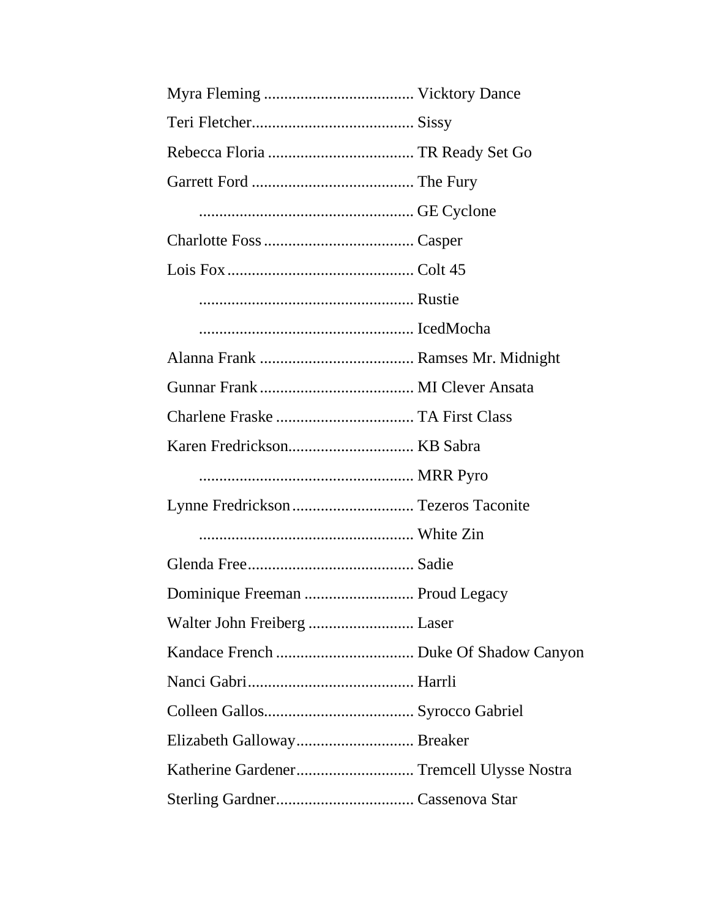Myra Fleming ..................................... Vicktory Dance

Teri Fletcher........................................ Sissy

Rebecca Floria .................................... TR Ready Set Go

Garrett Ford ........................................ The Fury

..................................................... GE Cyclone

Charlotte Foss ..................................... Casper

Lois Fox .............................................. Colt 45

..................................................... Rustie

..................................................... IcedMocha

Alanna Frank ...................................... Ramses Mr. Midnight

Gunnar Frank ...................................... MI Clever Ansata

Charlene Fraske .................................. TA First Class

Karen Fredrickson............................... KB Sabra

..................................................... MRR Pyro

Lynne Fredrickson .............................. Tezeros Taconite

..................................................... White Zin

Glenda Free......................................... Sadie

Dominique Freeman ........................... Proud Legacy

Walter John Freiberg .......................... Laser

Kandace French .................................. Duke Of Shadow Canyon

Nanci Gabri......................................... Harrli

Colleen Gallos..................................... Syrocco Gabriel

Elizabeth Galloway............................. Breaker

Katherine Gardener............................. Tremcell Ulysse Nostra

Sterling Gardner.................................. Cassenova Star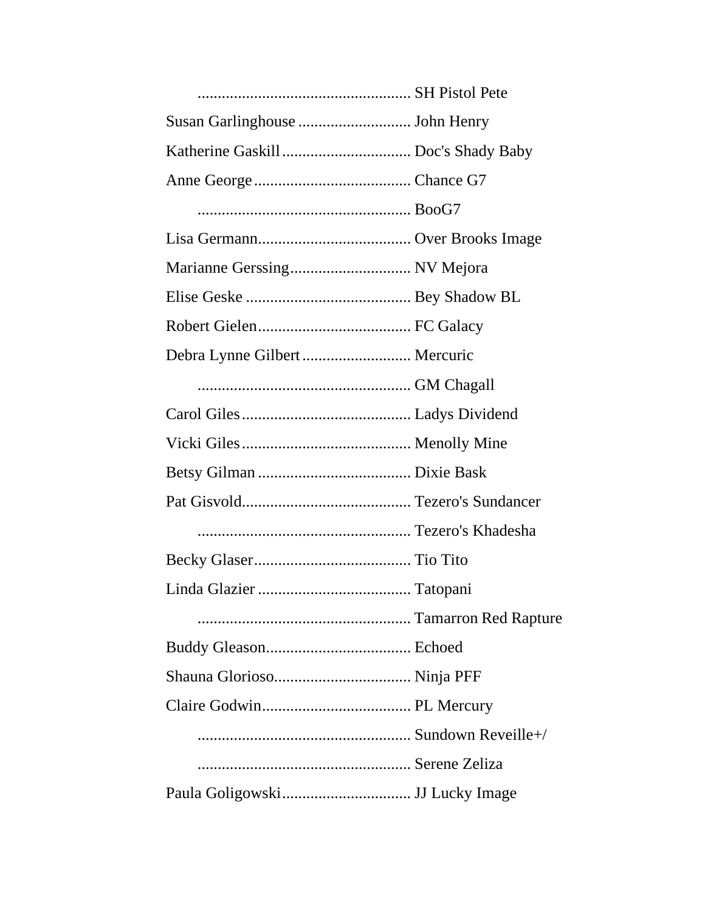....................................................... SH Pistol Pete

Susan Garlinghouse ............................ John Henry

Katherine Gaskill ................................ Doc's Shady Baby

Anne George ....................................... Chance G7

....................................................... BooG7

Lisa Germann...................................... Over Brooks Image

Marianne Gerssing.............................. NV Mejora

Elise Geske ......................................... Bey Shadow BL

Robert Gielen...................................... FC Galacy

Debra Lynne Gilbert ........................... Mercuric

....................................................... GM Chagall

Carol Giles .......................................... Ladys Dividend

Vicki Giles .......................................... Menolly Mine

Betsy Gilman ...................................... Dixie Bask

Pat Gisvold.......................................... Tezero's Sundancer

....................................................... Tezero's Khadesha

Becky Glaser....................................... Tio Tito

Linda Glazier ...................................... Tatopani

....................................................... Tamarron Red Rapture

Buddy Gleason.................................... Echoed

Shauna Glorioso.................................. Ninja PFF

Claire Godwin..................................... PL Mercury

....................................................... Sundown Reveille+/

....................................................... Serene Zeliza

Paula Goligowski................................ JJ Lucky Image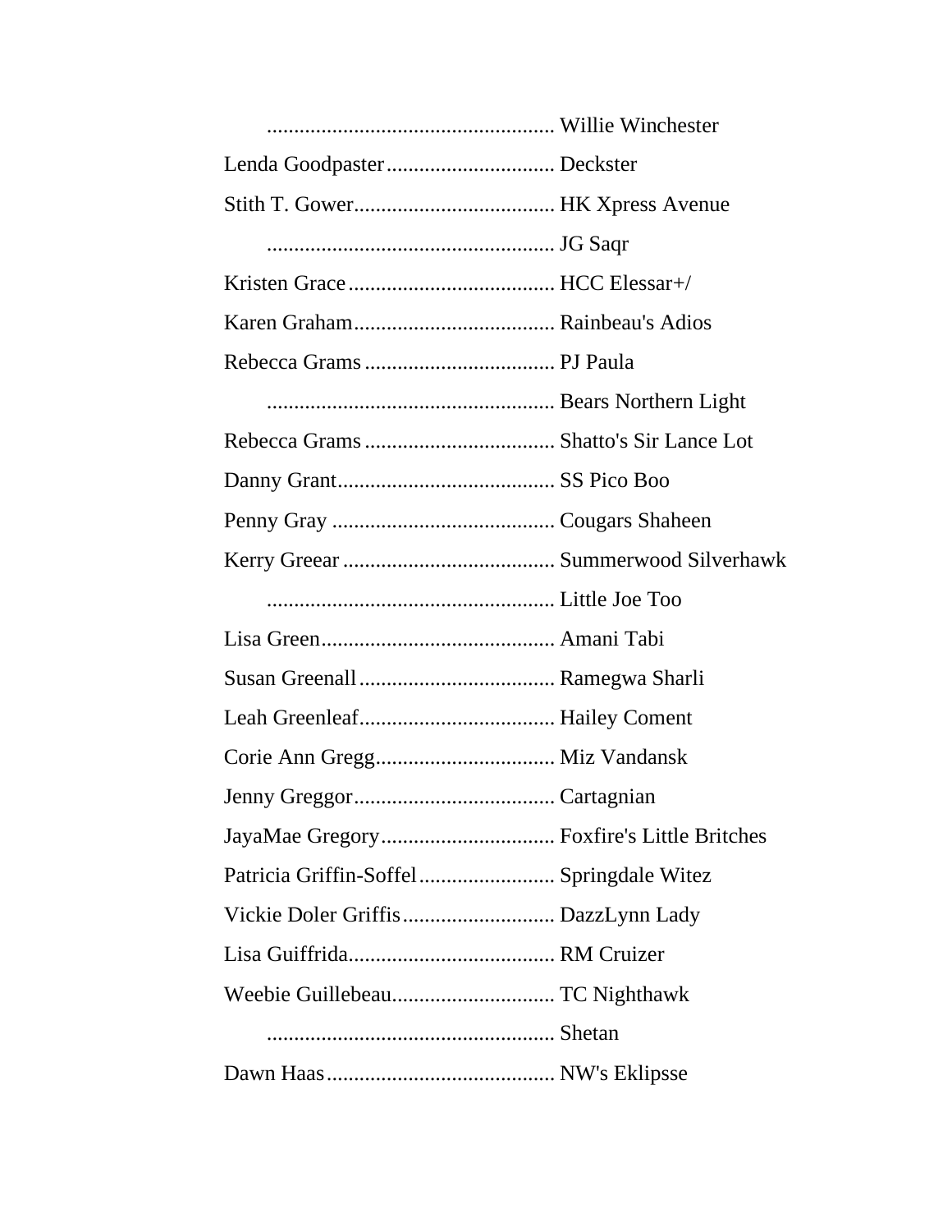| | |
|---|---|
| | Willie Winchester |
| Lenda Goodpaster | Deckster |
| Stith T. Gower | HK Xpress Avenue |
| | JG Saqr |
| Kristen Grace | HCC Elessar+/ |
| Karen Graham | Rainbeau's Adios |
| Rebecca Grams | PJ Paula |
| | Bears Northern Light |
| Rebecca Grams | Shatto's Sir Lance Lot |
| Danny Grant | SS Pico Boo |
| Penny Gray | Cougars Shaheen |
| Kerry Greear | Summerwood Silverhawk |
| | Little Joe Too |
| Lisa Green | Amani Tabi |
| Susan Greenall | Ramegwa Sharli |
| Leah Greenleaf | Hailey Coment |
| Corie Ann Gregg | Miz Vandansk |
| Jenny Greggor | Cartagnian |
| JayaMae Gregory | Foxfire's Little Britches |
| Patricia Griffin-Soffel | Springdale Witez |
| Vickie Doler Griffis | DazzLynn Lady |
| Lisa Guiffrida | RM Cruizer |
| Weebie Guillebeau | TC Nighthawk |
| | Shetan |
| Dawn Haas | NW's Eklipsse |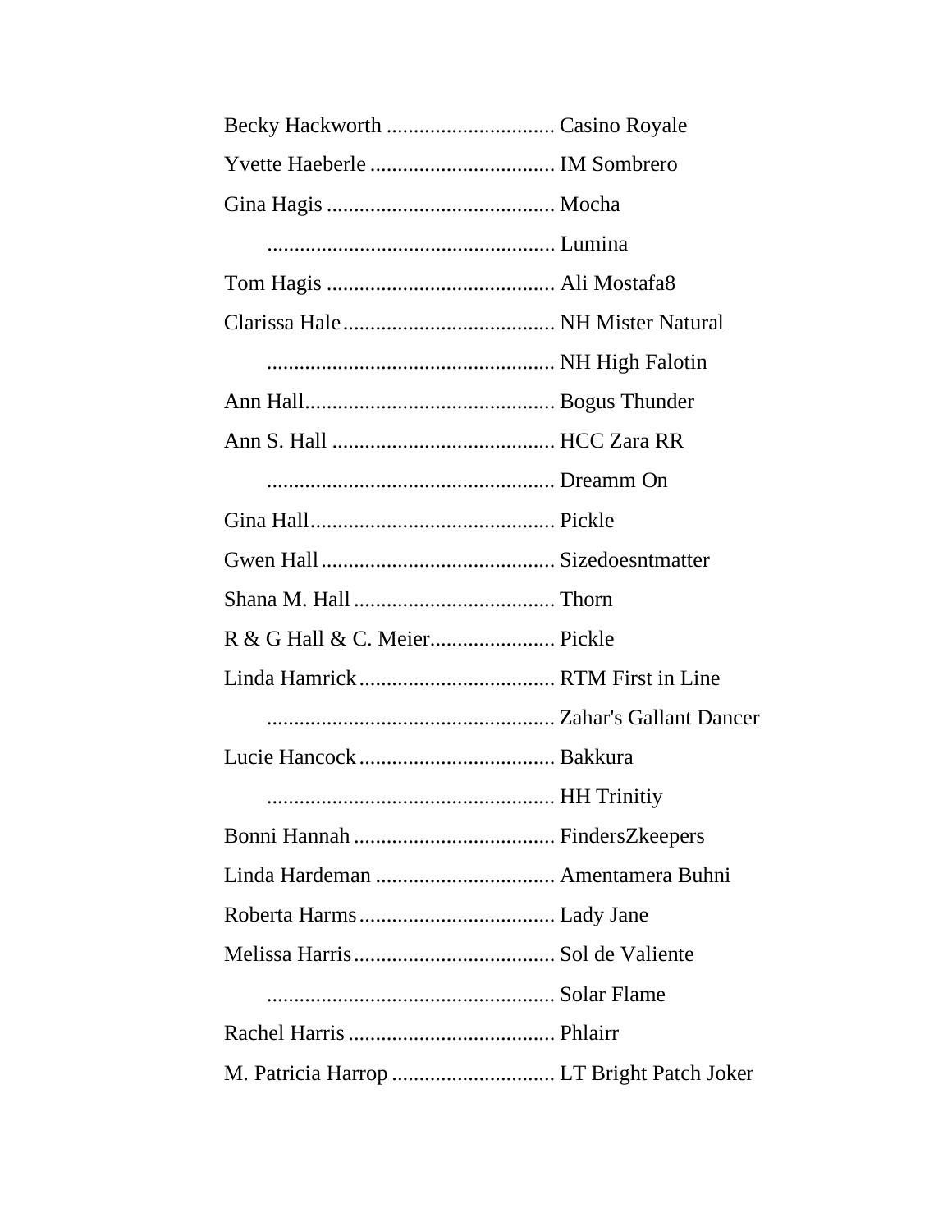| | |
|---|---|
| Becky Hackworth | Casino Royale |
| Yvette Haeberle | IM Sombrero |
| Gina Hagis | Mocha |
| | Lumina |
| Tom Hagis | Ali Mostafa8 |
| Clarissa Hale | NH Mister Natural |
| | NH High Falotin |
| Ann Hall | Bogus Thunder |
| Ann S. Hall | HCC Zara RR |
| | Dreamm On |
| Gina Hall | Pickle |
| Gwen Hall | Sizedoesntmatter |
| Shana M. Hall | Thorn |
| R & G Hall & C. Meier | Pickle |
| Linda Hamrick | RTM First in Line |
| | Zahar's Gallant Dancer |
| Lucie Hancock | Bakkura |
| | HH Trinitiy |
| Bonni Hannah | FindersZkeepers |
| Linda Hardeman | Amentamera Buhni |
| Roberta Harms | Lady Jane |
| Melissa Harris | Sol de Valiente |
| | Solar Flame |
| Rachel Harris | Phlairr |
| M. Patricia Harrop | LT Bright Patch Joker |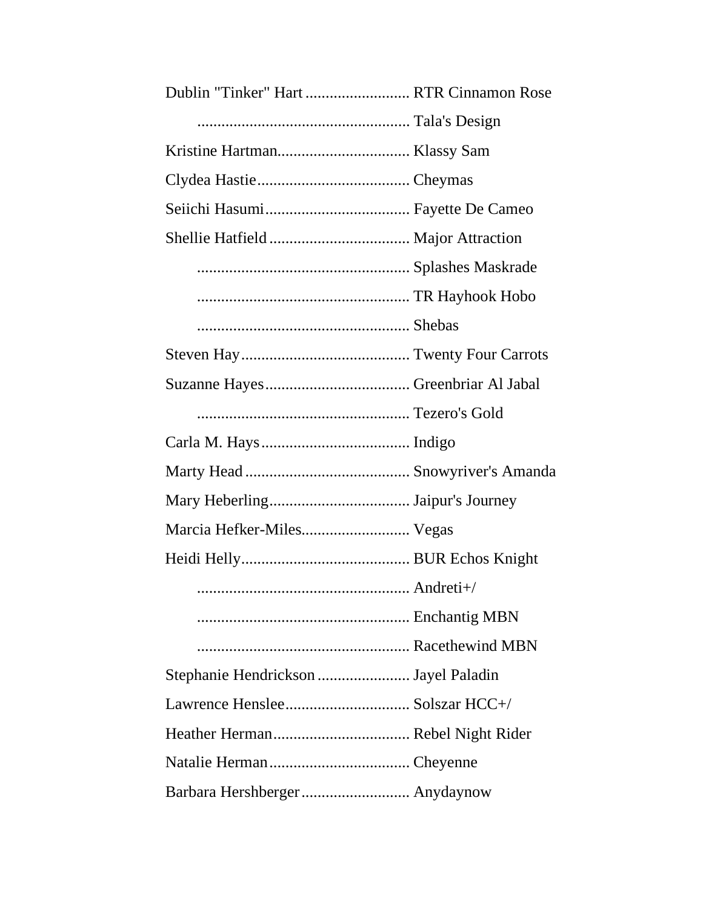Dublin "Tinker" Hart .......................... RTR Cinnamon Rose

..................................................... Tala's Design

Kristine Hartman................................. Klassy Sam

Clydea Hastie...................................... Cheymas

Seiichi Hasumi.................................... Fayette De Cameo

Shellie Hatfield ................................... Major Attraction

..................................................... Splashes Maskrade

..................................................... TR Hayhook Hobo

..................................................... Shebas

Steven Hay.......................................... Twenty Four Carrots

Suzanne Hayes.................................... Greenbriar Al Jabal

..................................................... Tezero's Gold

Carla M. Hays..................................... Indigo

Marty Head ......................................... Snowyriver's Amanda

Mary Heberling................................... Jaipur's Journey

Marcia Hefker-Miles........................... Vegas

Heidi Helly.......................................... BUR Echos Knight

..................................................... Andreti+/

..................................................... Enchantig MBN

..................................................... Racethewind MBN

Stephanie Hendrickson ....................... Jayel Paladin

Lawrence Henslee............................... Solszar HCC+/

Heather Herman.................................. Rebel Night Rider

Natalie Herman................................... Cheyenne

Barbara Hershberger........................... Anydaynow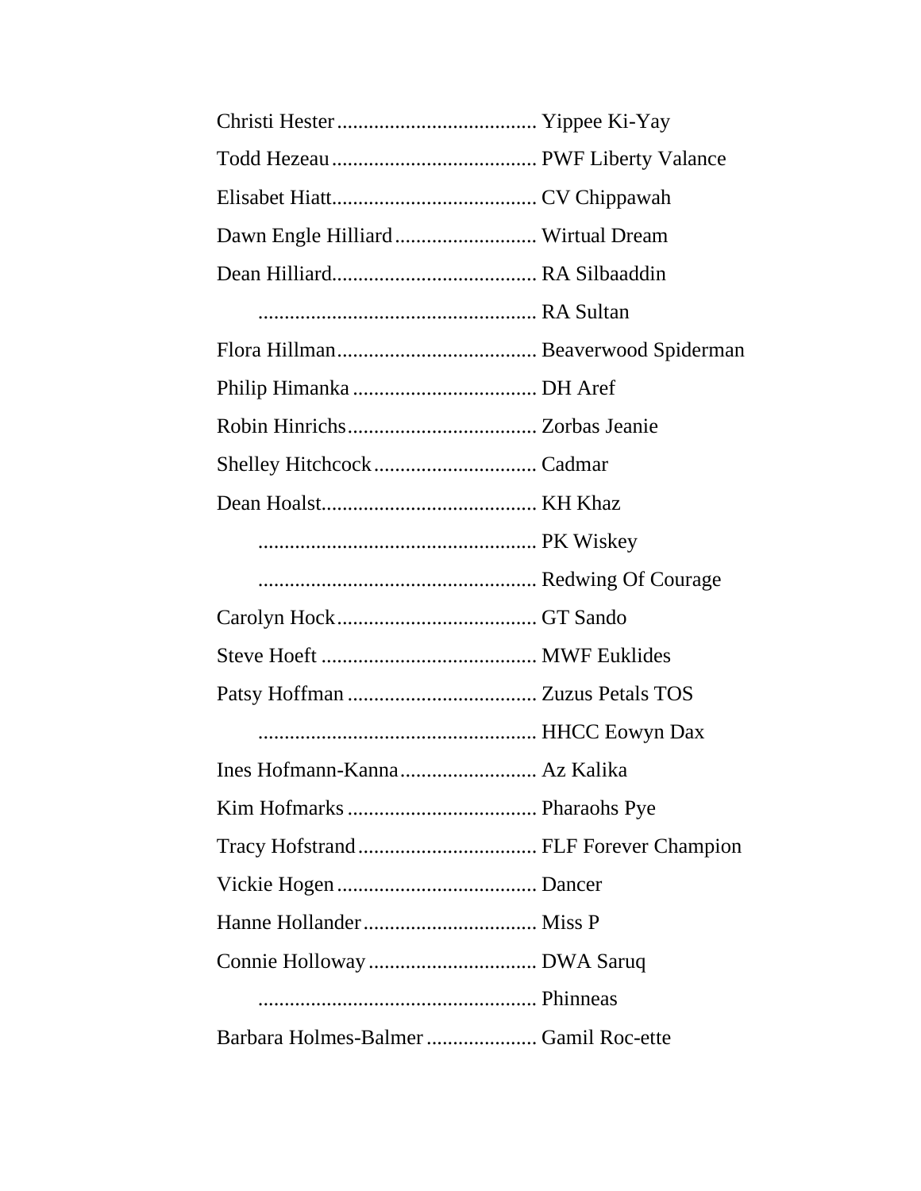Christi Hester ...................................... Yippee Ki-Yay

Todd Hezeau ....................................... PWF Liberty Valance

Elisabet Hiatt....................................... CV Chippawah

Dawn Engle Hilliard ........................... Wirtual Dream

Dean Hilliard....................................... RA Silbaaddin

..................................................... RA Sultan

Flora Hillman ...................................... Beaverwood Spiderman

Philip Himanka ................................... DH Aref

Robin Hinrichs .................................... Zorbas Jeanie

Shelley Hitchcock ............................... Cadmar

Dean Hoalst......................................... KH Khaz

..................................................... PK Wiskey

..................................................... Redwing Of Courage

Carolyn Hock ...................................... GT Sando

Steve Hoeft ......................................... MWF Euklides

Patsy Hoffman .................................... Zuzus Petals TOS

..................................................... HHCC Eowyn Dax

Ines Hofmann-Kanna .......................... Az Kalika

Kim Hofmarks .................................... Pharaohs Pye

Tracy Hofstrand .................................. FLF Forever Champion

Vickie Hogen ...................................... Dancer

Hanne Hollander ................................. Miss P

Connie Holloway ................................ DWA Saruq

..................................................... Phinneas

Barbara Holmes-Balmer ..................... Gamil Roc-ette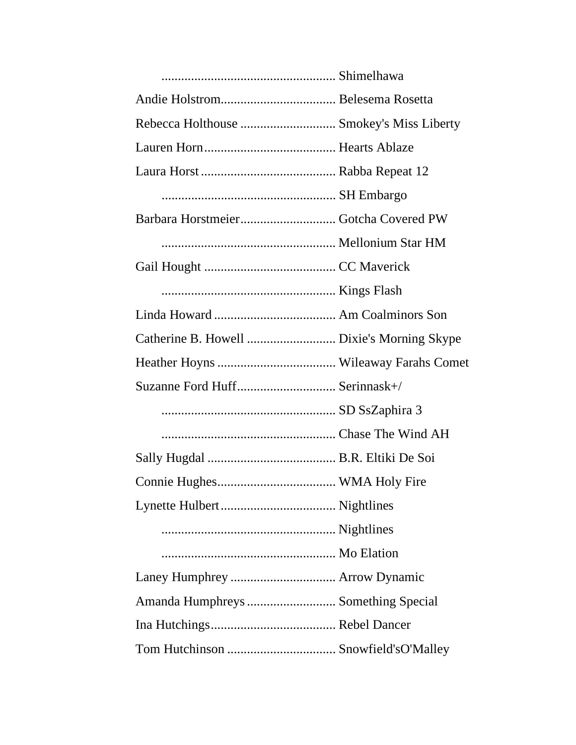| | |
|---|---|
| | Shimelhawa |
| Andie Holstrom | Belesema Rosetta |
| Rebecca Holthouse | Smokey's Miss Liberty |
| Lauren Horn | Hearts Ablaze |
| Laura Horst | Rabba Repeat 12 |
| | SH Embargo |
| Barbara Horstmeier | Gotcha Covered PW |
| | Mellonium Star HM |
| Gail Hought | CC Maverick |
| | Kings Flash |
| Linda Howard | Am Coalminors Son |
| Catherine B. Howell | Dixie's Morning Skype |
| Heather Hoyns | Wileaway Farahs Comet |
| Suzanne Ford Huff | Serinnask+/ |
| | SD SsZaphira 3 |
| | Chase The Wind AH |
| Sally Hugdal | B.R. Eltiki De Soi |
| Connie Hughes | WMA Holy Fire |
| Lynette Hulbert | Nightlines |
| | Nightlines |
| | Mo Elation |
| Laney Humphrey | Arrow Dynamic |
| Amanda Humphreys | Something Special |
| Ina Hutchings | Rebel Dancer |
| Tom Hutchinson | Snowfield'sO'Malley |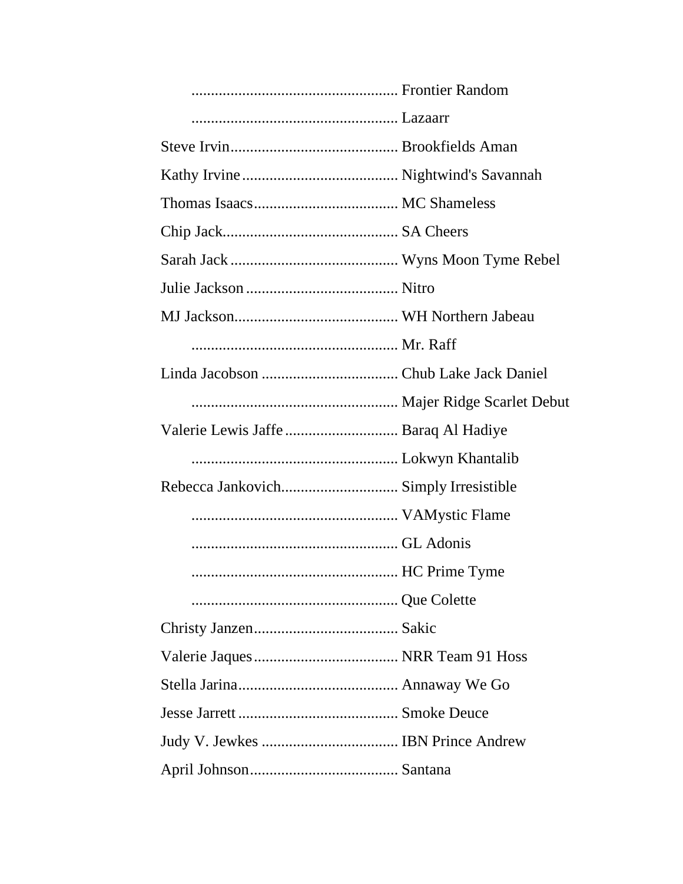| | |
|---|---|
| | Frontier Random |
| | Lazaarr |
| Steve Irvin | Brookfields Aman |
| Kathy Irvine | Nightwind's Savannah |
| Thomas Isaacs | MC Shameless |
| Chip Jack | SA Cheers |
| Sarah Jack | Wyns Moon Tyme Rebel |
| Julie Jackson | Nitro |
| MJ Jackson | WH Northern Jabeau |
| | Mr. Raff |
| Linda Jacobson | Chub Lake Jack Daniel |
| | Majer Ridge Scarlet Debut |
| Valerie Lewis Jaffe | Baraq Al Hadiye |
| | Lokwyn Khantalib |
| Rebecca Jankovich | Simply Irresistible |
| | VAMystic Flame |
| | GL Adonis |
| | HC Prime Tyme |
| | Que Colette |
| Christy Janzen | Sakic |
| Valerie Jaques | NRR Team 91 Hoss |
| Stella Jarina | Annaway We Go |
| Jesse Jarrett | Smoke Deuce |
| Judy V. Jewkes | IBN Prince Andrew |
| April Johnson | Santana |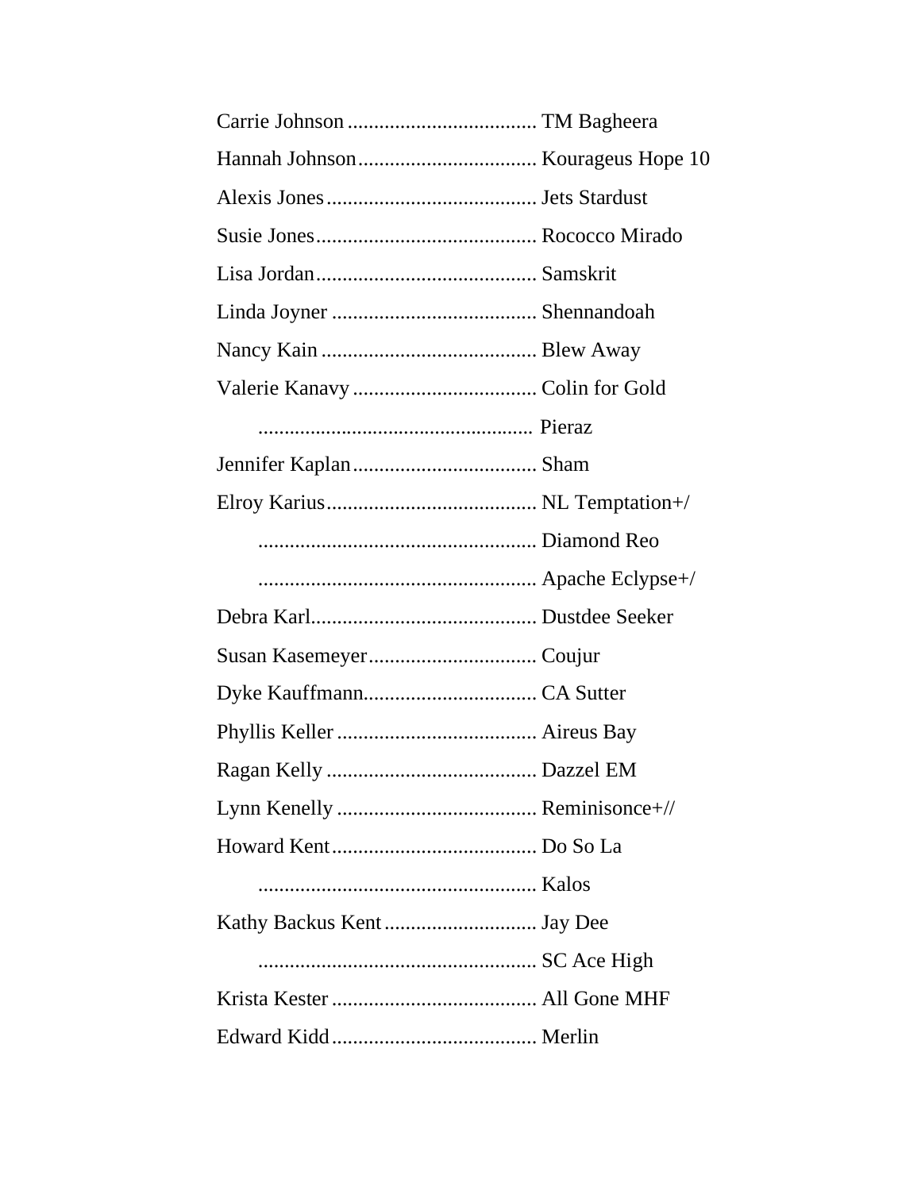Carrie Johnson .................................... TM Bagheera

Hannah Johnson.................................. Kourageus Hope 10

Alexis Jones........................................ Jets Stardust

Susie Jones.......................................... Rococco Mirado

Lisa Jordan.......................................... Samskrit

Linda Joyner ....................................... Shennandoah

Nancy Kain ......................................... Blew Away

Valerie Kanavy ................................... Colin for Gold

.................................................... Pieraz

Jennifer Kaplan................................... Sham

Elroy Karius........................................ NL Temptation+/

..................................................... Diamond Reo

..................................................... Apache Eclypse+/

Debra Karl........................................... Dustdee Seeker

Susan Kasemeyer................................ Coujur

Dyke Kauffmann................................. CA Sutter

Phyllis Keller ...................................... Aireus Bay

Ragan Kelly ........................................ Dazzel EM

Lynn Kenelly ...................................... Reminisonce+//

Howard Kent....................................... Do So La

..................................................... Kalos

Kathy Backus Kent ............................. Jay Dee

..................................................... SC Ace High

Krista Kester ....................................... All Gone MHF

Edward Kidd....................................... Merlin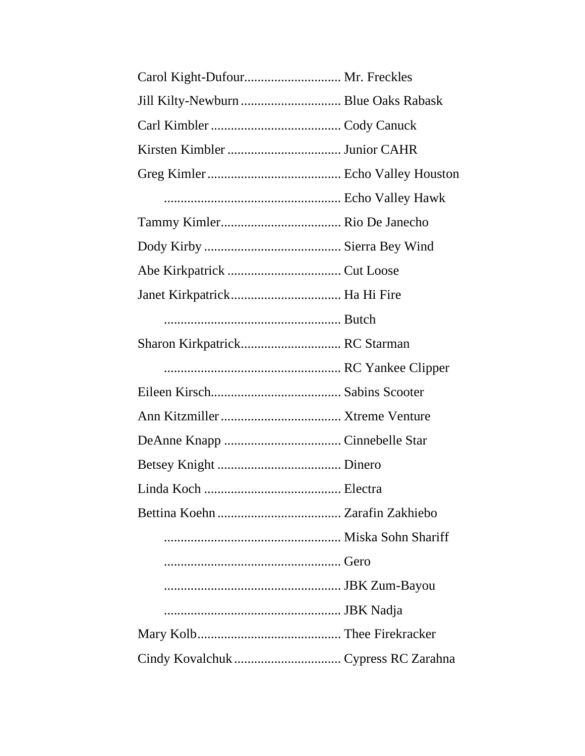Carol Kight-Dufour............................. Mr. Freckles

Jill Kilty-Newburn.............................. Blue Oaks Rabask

Carl Kimbler....................................... Cody Canuck

Kirsten Kimbler.................................. Junior CAHR

Greg Kimler........................................ Echo Valley Houston

..................................................... Echo Valley Hawk

Tammy Kimler.................................... Rio De Janecho

Dody Kirby......................................... Sierra Bey Wind

Abe Kirkpatrick.................................. Cut Loose

Janet Kirkpatrick................................. Ha Hi Fire

..................................................... Butch

Sharon Kirkpatrick.............................. RC Starman

..................................................... RC Yankee Clipper

Eileen Kirsch....................................... Sabins Scooter

Ann Kitzmiller.................................... Xtreme Venture

DeAnne Knapp................................... Cinnebelle Star

Betsey Knight..................................... Dinero

Linda Koch......................................... Electra

Bettina Koehn..................................... Zarafin Zakhiebo

..................................................... Miska Sohn Shariff

..................................................... Gero

..................................................... JBK Zum-Bayou

..................................................... JBK Nadja

Mary Kolb........................................... Thee Firekracker

Cindy Kovalchuk................................ Cypress RC Zarahna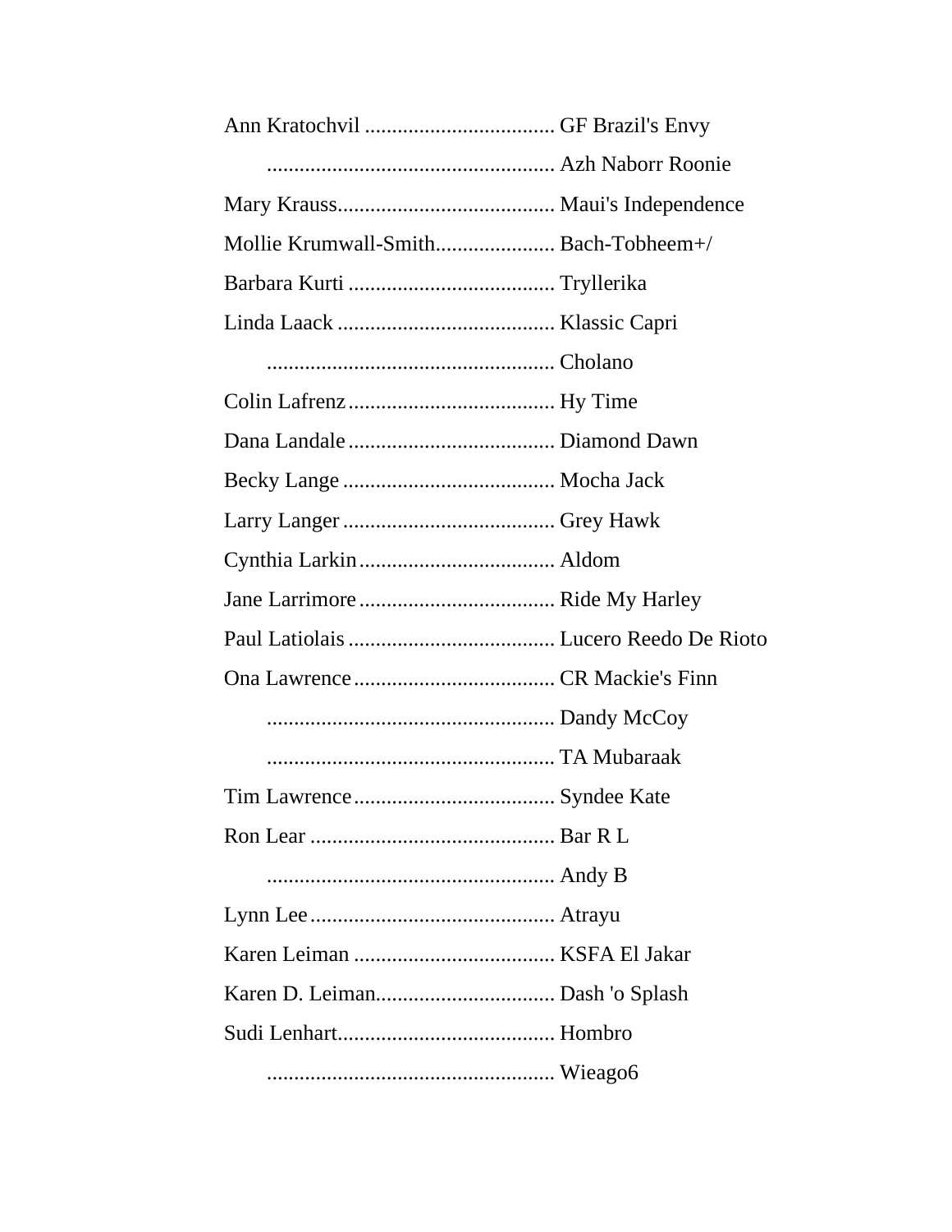Ann Kratochvil .................................... GF Brazil's Envy

..................................................... Azh Naborr Roonie

Mary Krauss......................................... Maui's Independence

Mollie Krumwall-Smith...................... Bach-Tobheem+/

Barbara Kurti ...................................... Tryllerika

Linda Laack ........................................ Klassic Capri

..................................................... Cholano

Colin Lafrenz...................................... Hy Time

Dana Landale...................................... Diamond Dawn

Becky Lange ....................................... Mocha Jack

Larry Langer....................................... Grey Hawk

Cynthia Larkin.................................... Aldom

Jane Larrimore.................................... Ride My Harley

Paul Latiolais...................................... Lucero Reedo De Rioto

Ona Lawrence..................................... CR Mackie's Finn

..................................................... Dandy McCoy

..................................................... TA Mubaraak

Tim Lawrence..................................... Syndee Kate

Ron Lear ............................................. Bar R L

..................................................... Andy B

Lynn Lee............................................. Atrayu

Karen Leiman ..................................... KSFA El Jakar

Karen D. Leiman................................. Dash 'o Splash

Sudi Lenhart........................................ Hombro

..................................................... Wieago6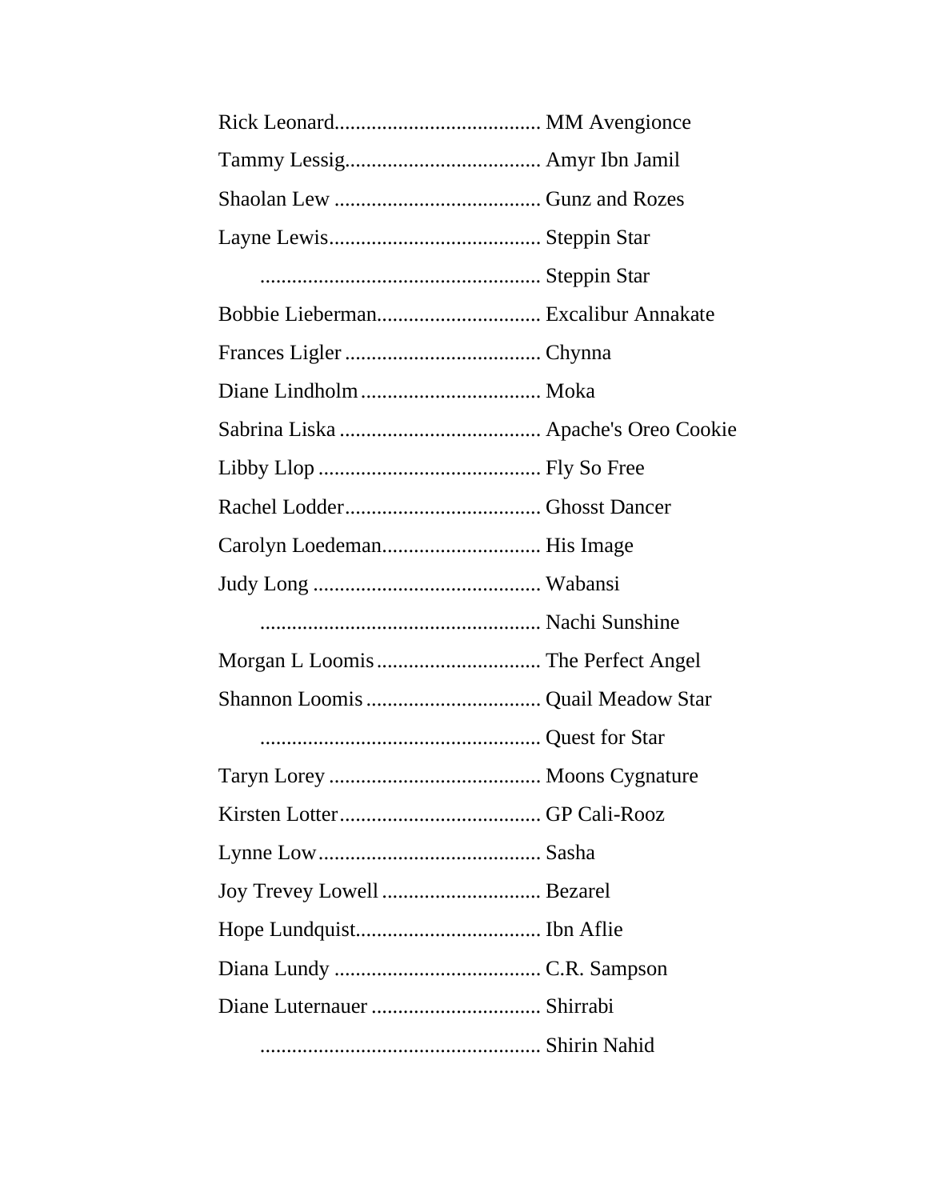Rick Leonard....................................... MM Avengionce

Tammy Lessig..................................... Amyr Ibn Jamil

Shaolan Lew ....................................... Gunz and Rozes

Layne Lewis........................................ Steppin Star

..................................................... Steppin Star

Bobbie Lieberman............................... Excalibur Annakate

Frances Ligler ..................................... Chynna

Diane Lindholm .................................. Moka

Sabrina Liska ...................................... Apache's Oreo Cookie

Libby Llop .......................................... Fly So Free

Rachel Lodder..................................... Ghosst Dancer

Carolyn Loedeman.............................. His Image

Judy Long ........................................... Wabansi

..................................................... Nachi Sunshine

Morgan L Loomis ............................... The Perfect Angel

Shannon Loomis ................................. Quail Meadow Star

..................................................... Quest for Star

Taryn Lorey ........................................ Moons Cygnature

Kirsten Lotter...................................... GP Cali-Rooz

Lynne Low.......................................... Sasha

Joy Trevey Lowell .............................. Bezarel

Hope Lundquist................................... Ibn Aflie

Diana Lundy ....................................... C.R. Sampson

Diane Luternauer ................................ Shirrabi

..................................................... Shirin Nahid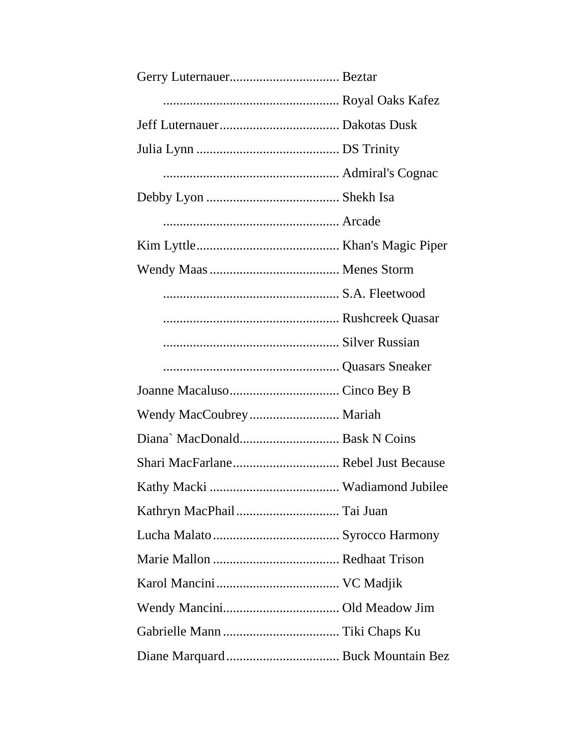Gerry Luternauer................................. Beztar

..................................................... Royal Oaks Kafez

Jeff Luternauer.................................... Dakotas Dusk

Julia Lynn ........................................... DS Trinity

..................................................... Admiral's Cognac

Debby Lyon ........................................ Shekh Isa

..................................................... Arcade

Kim Lyttle........................................... Khan's Magic Piper

Wendy Maas ....................................... Menes Storm

..................................................... S.A. Fleetwood

..................................................... Rushcreek Quasar

..................................................... Silver Russian

..................................................... Quasars Sneaker

Joanne Macaluso................................. Cinco Bey B

Wendy MacCoubrey........................... Mariah

Diana` MacDonald.............................. Bask N Coins

Shari MacFarlane................................ Rebel Just Because

Kathy Macki ....................................... Wadiamond Jubilee

Kathryn MacPhail............................... Tai Juan

Lucha Malato...................................... Syrocco Harmony

Marie Mallon ...................................... Redhaat Trison

Karol Mancini..................................... VC Madjik

Wendy Mancini................................... Old Meadow Jim

Gabrielle Mann ................................... Tiki Chaps Ku

Diane Marquard.................................. Buck Mountain Bez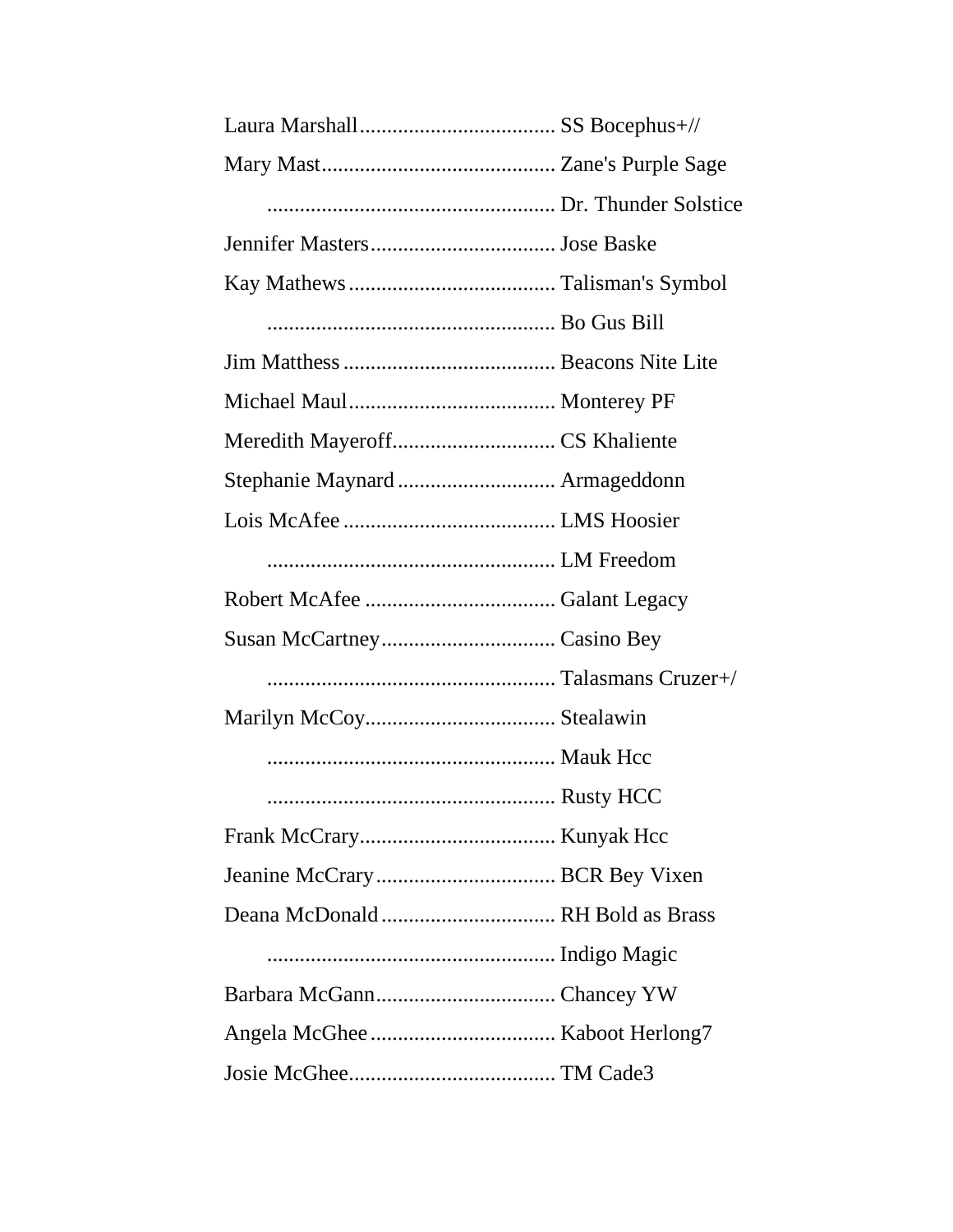Laura Marshall.................................... SS Bocephus+//

Mary Mast........................................... Zane's Purple Sage

..................................................... Dr. Thunder Solstice

Jennifer Masters.................................. Jose Baske

Kay Mathews...................................... Talisman's Symbol

..................................................... Bo Gus Bill

Jim Matthess....................................... Beacons Nite Lite

Michael Maul...................................... Monterey PF

Meredith Mayeroff.............................. CS Khaliente

Stephanie Maynard............................. Armageddonn

Lois McAfee....................................... LMS Hoosier

..................................................... LM Freedom

Robert McAfee................................... Galant Legacy

Susan McCartney................................ Casino Bey

..................................................... Talasmans Cruzer+/

Marilyn McCoy................................... Stealawin

..................................................... Mauk Hcc

..................................................... Rusty HCC

Frank McCrary.................................... Kunyak Hcc

Jeanine McCrary................................. BCR Bey Vixen

Deana McDonald................................ RH Bold as Brass

..................................................... Indigo Magic

Barbara McGann................................. Chancey YW

Angela McGhee.................................. Kaboot Herlong7

Josie McGhee...................................... TM Cade3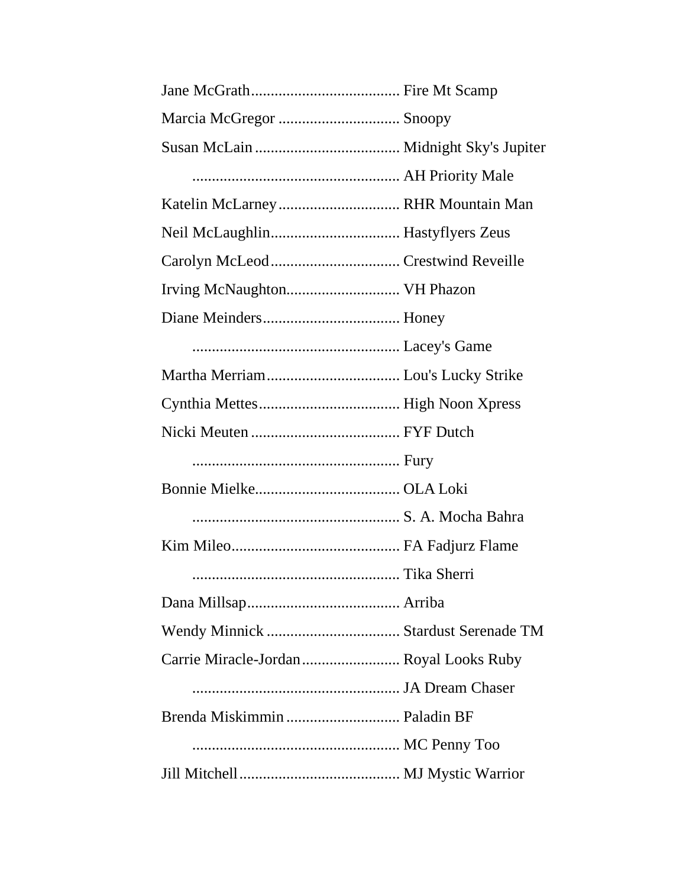Jane McGrath...................................... Fire Mt Scamp

Marcia McGregor ............................... Snoopy

Susan McLain..................................... Midnight Sky's Jupiter

..................................................... AH Priority Male

Katelin McLarney............................... RHR Mountain Man

Neil McLaughlin................................. Hastyflyers Zeus

Carolyn McLeod................................. Crestwind Reveille

Irving McNaughton............................. VH Phazon

Diane Meinders................................... Honey

..................................................... Lacey's Game

Martha Merriam.................................. Lou's Lucky Strike

Cynthia Mettes.................................... High Noon Xpress

Nicki Meuten...................................... FYF Dutch

..................................................... Fury

Bonnie Mielke..................................... OLA Loki

..................................................... S. A. Mocha Bahra

Kim Mileo........................................... FA Fadjurz Flame

..................................................... Tika Sherri

Dana Millsap....................................... Arriba

Wendy Minnick .................................. Stardust Serenade TM

Carrie Miracle-Jordan......................... Royal Looks Ruby

..................................................... JA Dream Chaser

Brenda Miskimmin ............................. Paladin BF

..................................................... MC Penny Too

Jill Mitchell......................................... MJ Mystic Warrior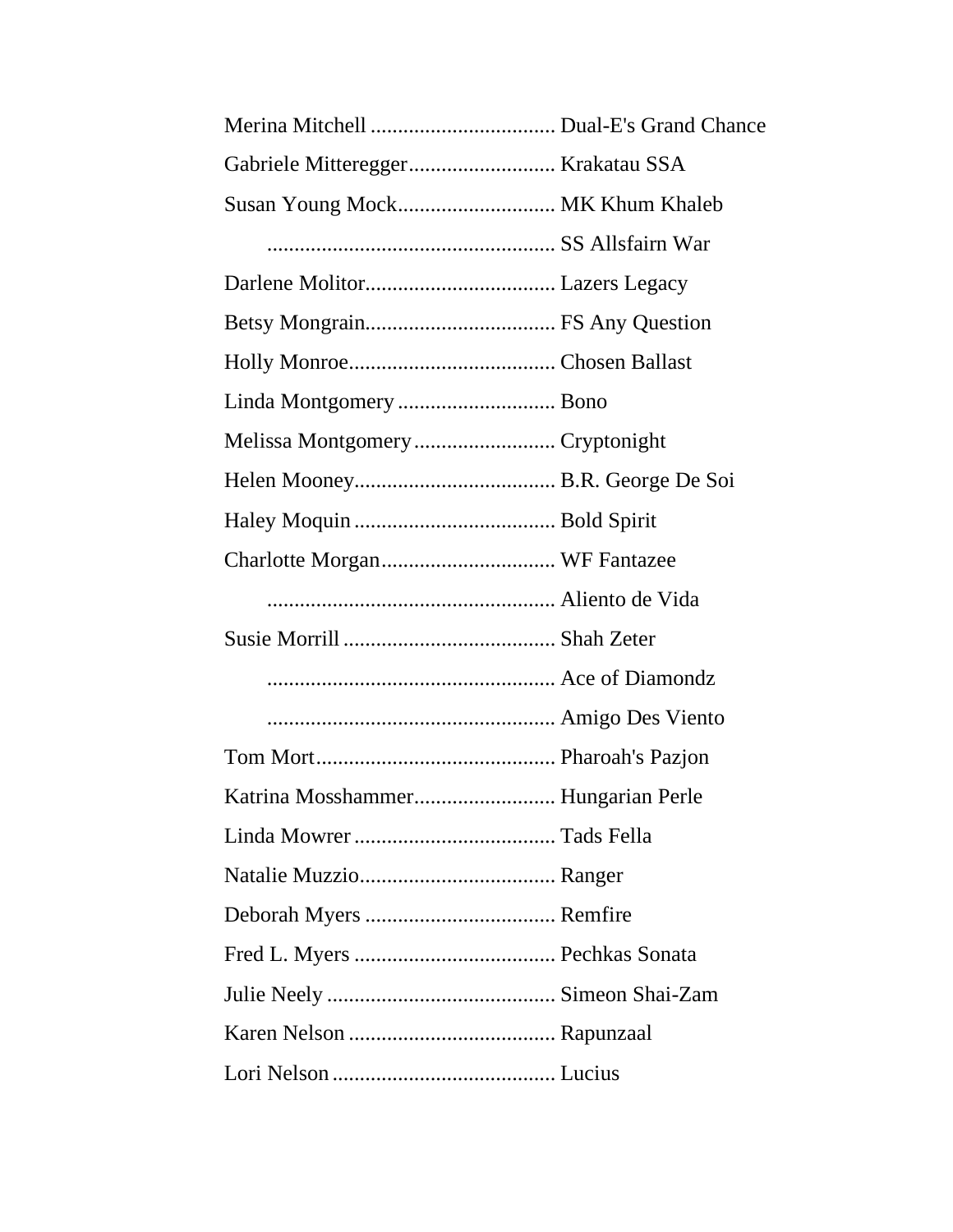Merina Mitchell .................................. Dual-E's Grand Chance

Gabriele Mitteregger........................... Krakatau SSA

Susan Young Mock............................. MK Khum Khaleb

..................................................... SS Allsfairn War

Darlene Molitor................................... Lazers Legacy

Betsy Mongrain................................... FS Any Question

Holly Monroe...................................... Chosen Ballast

Linda Montgomery ............................. Bono

Melissa Montgomery.......................... Cryptonight

Helen Mooney..................................... B.R. George De Soi

Haley Moquin ..................................... Bold Spirit

Charlotte Morgan................................ WF Fantazee

..................................................... Aliento de Vida

Susie Morrill ....................................... Shah Zeter

..................................................... Ace of Diamondz

..................................................... Amigo Des Viento

Tom Mort............................................ Pharoah's Pazjon

Katrina Mosshammer.......................... Hungarian Perle

Linda Mowrer ..................................... Tads Fella

Natalie Muzzio.................................... Ranger

Deborah Myers ................................... Remfire

Fred L. Myers ..................................... Pechkas Sonata

Julie Neely .......................................... Simeon Shai-Zam

Karen Nelson ...................................... Rapunzaal

Lori Nelson ......................................... Lucius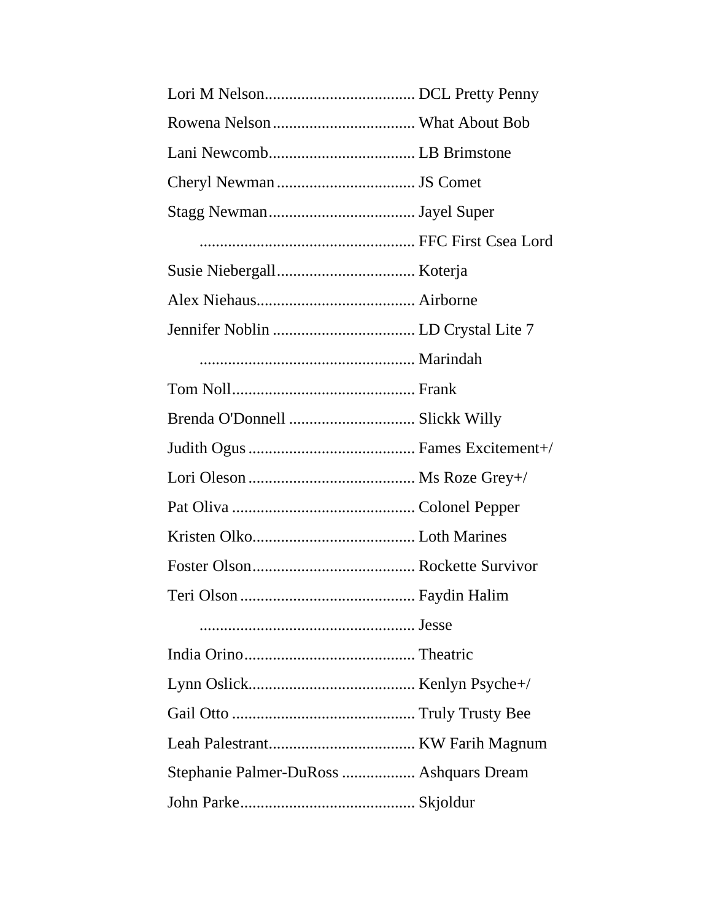Lori M Nelson..................................... DCL Pretty Penny

Rowena Nelson................................... What About Bob

Lani Newcomb.................................... LB Brimstone

Cheryl Newman.................................. JS Comet

Stagg Newman.................................... Jayel Super

..................................................... FFC First Csea Lord

Susie Niebergall.................................. Koterja

Alex Niehaus....................................... Airborne

Jennifer Noblin ................................... LD Crystal Lite 7

..................................................... Marindah

Tom Noll............................................. Frank

Brenda O'Donnell ............................... Slickk Willy

Judith Ogus ......................................... Fames Excitement+/

Lori Oleson ......................................... Ms Roze Grey+/

Pat Oliva ............................................. Colonel Pepper

Kristen Olko........................................ Loth Marines

Foster Olson........................................ Rockette Survivor

Teri Olson ........................................... Faydin Halim

..................................................... Jesse

India Orino.......................................... Theatric

Lynn Oslick......................................... Kenlyn Psyche+/

Gail Otto ............................................. Truly Trusty Bee

Leah Palestrant.................................... KW Farih Magnum

Stephanie Palmer-DuRoss .................. Ashquars Dream

John Parke........................................... Skjoldur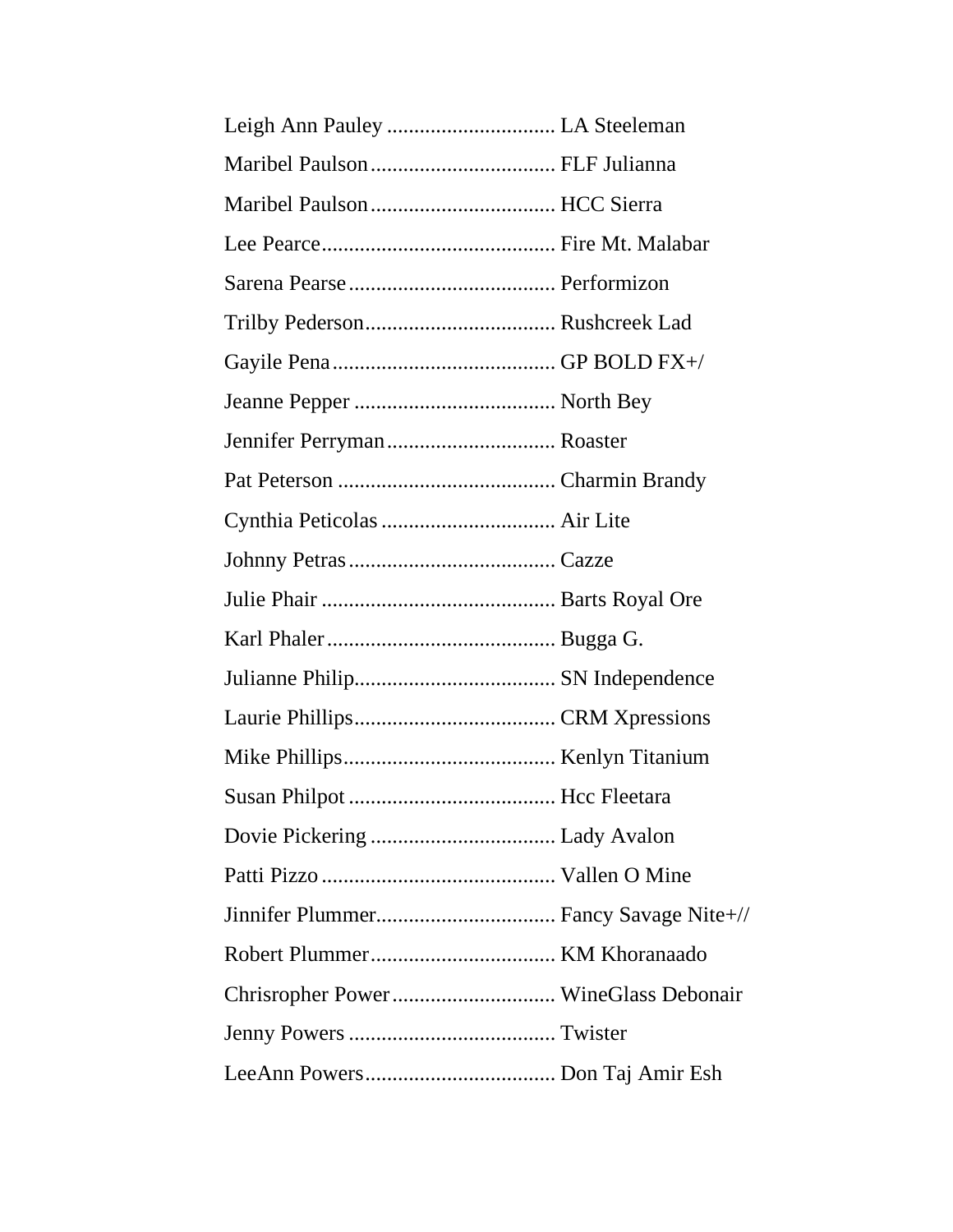Leigh Ann Pauley ............................... LA Steeleman

Maribel Paulson.................................. FLF Julianna

Maribel Paulson.................................. HCC Sierra

Lee Pearce........................................... Fire Mt. Malabar

Sarena Pearse...................................... Performizon

Trilby Pederson................................... Rushcreek Lad

Gayile Pena......................................... GP BOLD FX+/

Jeanne Pepper ..................................... North Bey

Jennifer Perryman............................... Roaster

Pat Peterson ........................................ Charmin Brandy

Cynthia Peticolas ................................ Air Lite

Johnny Petras...................................... Cazze

Julie Phair ........................................... Barts Royal Ore

Karl Phaler.......................................... Bugga G.

Julianne Philip..................................... SN Independence

Laurie Phillips..................................... CRM Xpressions

Mike Phillips....................................... Kenlyn Titanium

Susan Philpot ...................................... Hcc Fleetara

Dovie Pickering .................................. Lady Avalon

Patti Pizzo ........................................... Vallen O Mine

Jinnifer Plummer................................. Fancy Savage Nite+//

Robert Plummer.................................. KM Khoranaado

Chrisropher Power.............................. WineGlass Debonair

Jenny Powers ...................................... Twister

LeeAnn Powers................................... Don Taj Amir Esh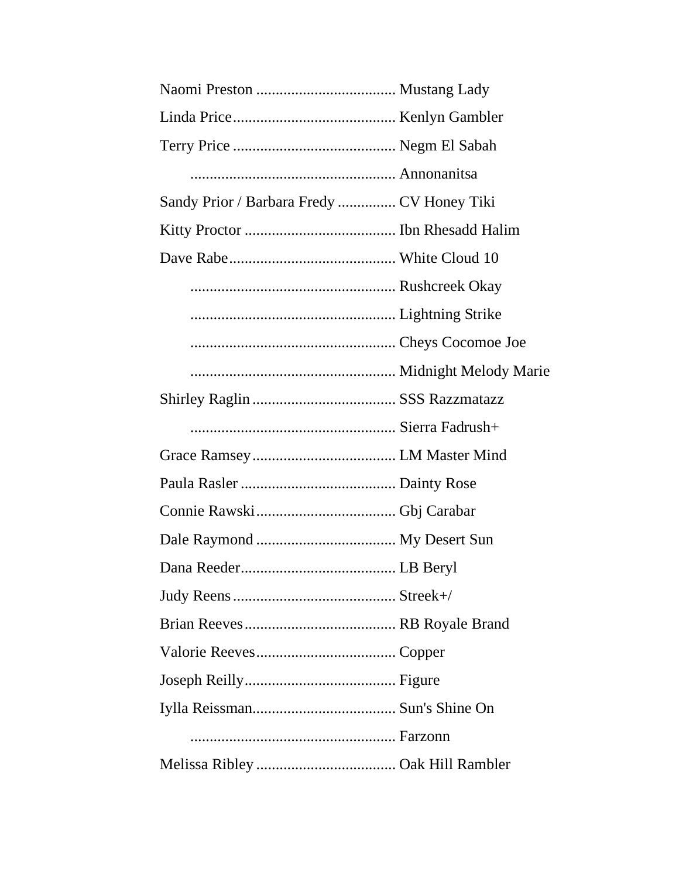Naomi Preston .................................... Mustang Lady

Linda Price.......................................... Kenlyn Gambler

Terry Price .......................................... Negm El Sabah

..................................................... Annonanitsa

Sandy Prior / Barbara Fredy ............... CV Honey Tiki

Kitty Proctor ....................................... Ibn Rhesadd Halim

Dave Rabe........................................... White Cloud 10

..................................................... Rushcreek Okay

..................................................... Lightning Strike

..................................................... Cheys Cocomoe Joe

..................................................... Midnight Melody Marie

Shirley Raglin ..................................... SSS Razzmatazz

..................................................... Sierra Fadrush+

Grace Ramsey..................................... LM Master Mind

Paula Rasler ........................................ Dainty Rose

Connie Rawski.................................... Gbj Carabar

Dale Raymond .................................... My Desert Sun

Dana Reeder........................................ LB Beryl

Judy Reens .......................................... Streek+/

Brian Reeves....................................... RB Royale Brand

Valorie Reeves.................................... Copper

Joseph Reilly....................................... Figure

Iylla Reissman..................................... Sun's Shine On

..................................................... Farzonn

Melissa Ribley .................................... Oak Hill Rambler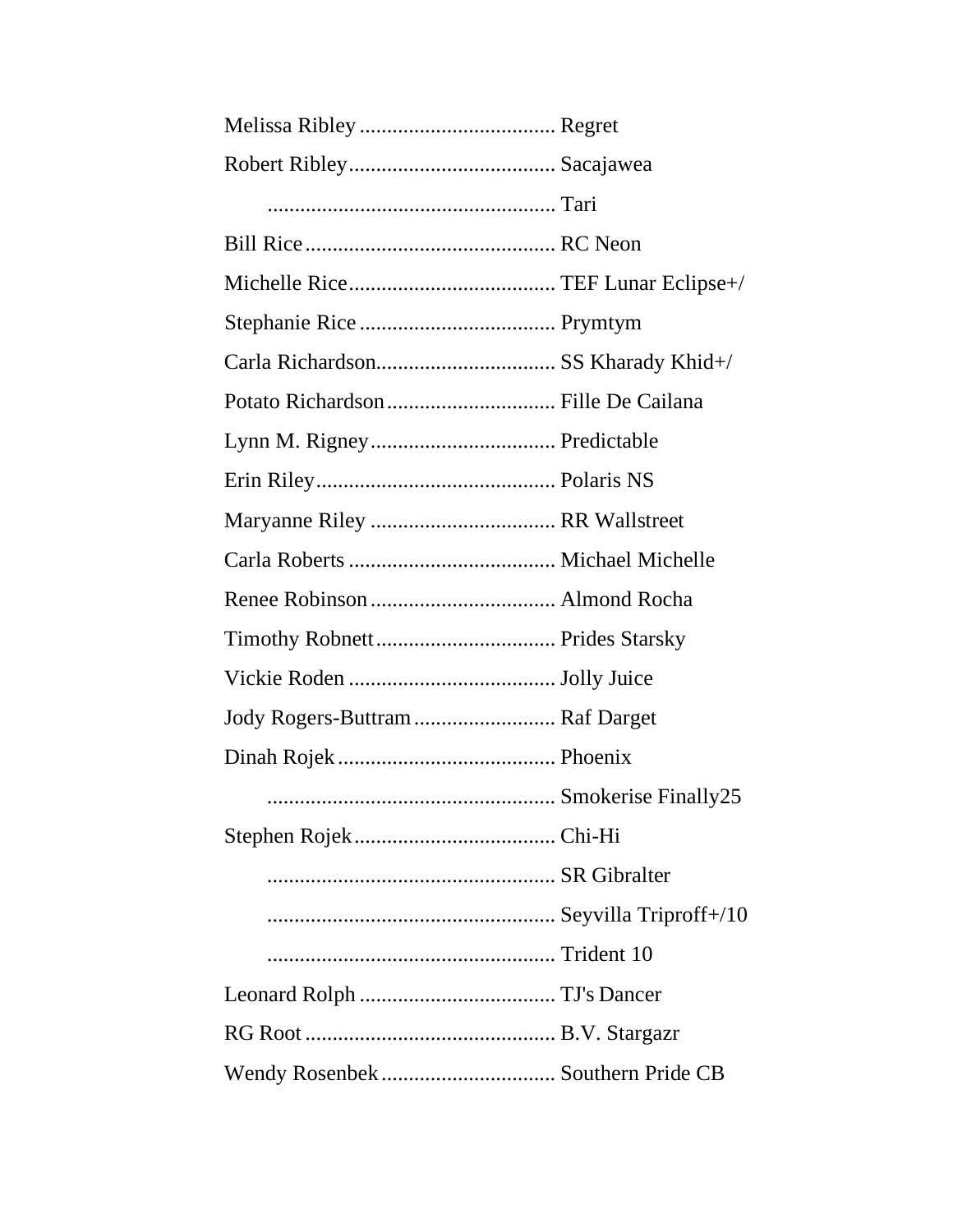Melissa Ribley .................................... Regret

Robert Ribley...................................... Sacajawea

..................................................... Tari

Bill Rice.............................................. RC Neon

Michelle Rice...................................... TEF Lunar Eclipse+/

Stephanie Rice .................................... Prymtym

Carla Richardson................................. SS Kharady Khid+/

Potato Richardson............................... Fille De Cailana

Lynn M. Rigney.................................. Predictable

Erin Riley............................................ Polaris NS

Maryanne Riley .................................. RR Wallstreet

Carla Roberts ...................................... Michael Michelle

Renee Robinson .................................. Almond Rocha

Timothy Robnett................................. Prides Starsky

Vickie Roden ...................................... Jolly Juice

Jody Rogers-Buttram.......................... Raf Darget

Dinah Rojek........................................ Phoenix

..................................................... Smokerise Finally25

Stephen Rojek..................................... Chi-Hi

..................................................... SR Gibralter

..................................................... Seyvilla Triproff+/10

..................................................... Trident 10

Leonard Rolph .................................... TJ's Dancer

RG Root .............................................. B.V. Stargazr

Wendy Rosenbek ................................ Southern Pride CB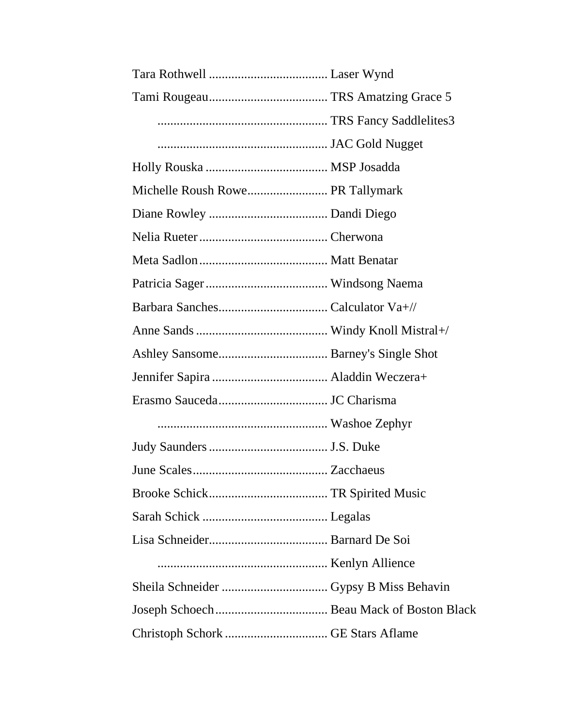Tara Rothwell ..................................... Laser Wynd

Tami Rougeau..................................... TRS Amatzing Grace 5

..................................................... TRS Fancy Saddlelites3

..................................................... JAC Gold Nugget

Holly Rouska ...................................... MSP Josadda

Michelle Roush Rowe......................... PR Tallymark

Diane Rowley ..................................... Dandi Diego

Nelia Rueter........................................ Cherwona

Meta Sadlon........................................ Matt Benatar

Patricia Sager...................................... Windsong Naema

Barbara Sanches.................................. Calculator Va+//

Anne Sands ......................................... Windy Knoll Mistral+/

Ashley Sansome.................................. Barney's Single Shot

Jennifer Sapira .................................... Aladdin Weczera+

Erasmo Sauceda.................................. JC Charisma

..................................................... Washoe Zephyr

Judy Saunders ..................................... J.S. Duke

June Scales.......................................... Zacchaeus

Brooke Schick..................................... TR Spirited Music

Sarah Schick ....................................... Legalas

Lisa Schneider..................................... Barnard De Soi

..................................................... Kenlyn Allience

Sheila Schneider ................................. Gypsy B Miss Behavin

Joseph Schoech................................... Beau Mack of Boston Black

Christoph Schork ................................ GE Stars Aflame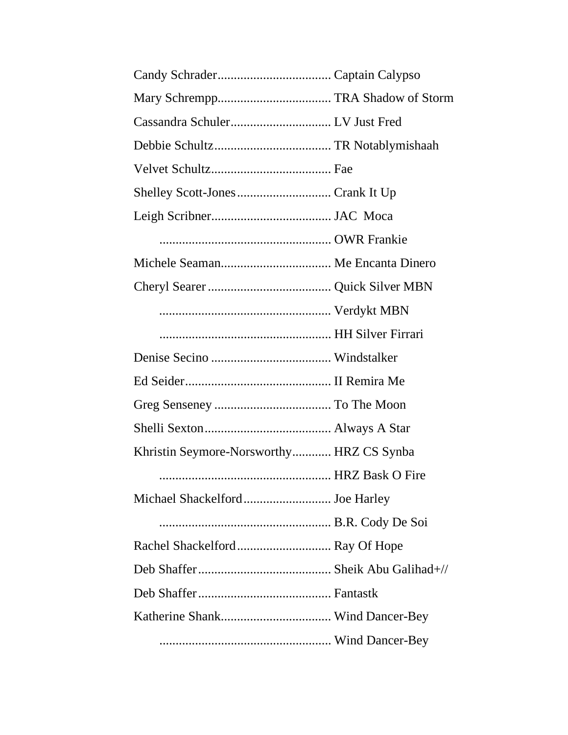Candy Schrader.................................... Captain Calypso

Mary Schrempp................................... TRA Shadow of Storm

Cassandra Schuler................................ LV Just Fred

Debbie Schultz..................................... TR Notablymishaah

Velvet Schultz...................................... Fae

Shelley Scott-Jones............................. Crank It Up

Leigh Scribner...................................... JAC Moca

...................................................... OWR Frankie

Michele Seaman................................... Me Encanta Dinero

Cheryl Searer....................................... Quick Silver MBN

...................................................... Verdykt MBN

...................................................... HH Silver Firrari

Denise Secino ...................................... Windstalker

Ed Seider.............................................. II Remira Me

Greg Senseney ..................................... To The Moon

Shelli Sexton........................................ Always A Star

Khristin Seymore-Norsworthy............ HRZ CS Synba

...................................................... HRZ Bask O Fire

Michael Shackelford............................ Joe Harley

...................................................... B.R. Cody De Soi

Rachel Shackelford.............................. Ray Of Hope

Deb Shaffer.......................................... Sheik Abu Galihad+//

Deb Shaffer.......................................... Fantastk

Katherine Shank................................... Wind Dancer-Bey

...................................................... Wind Dancer-Bey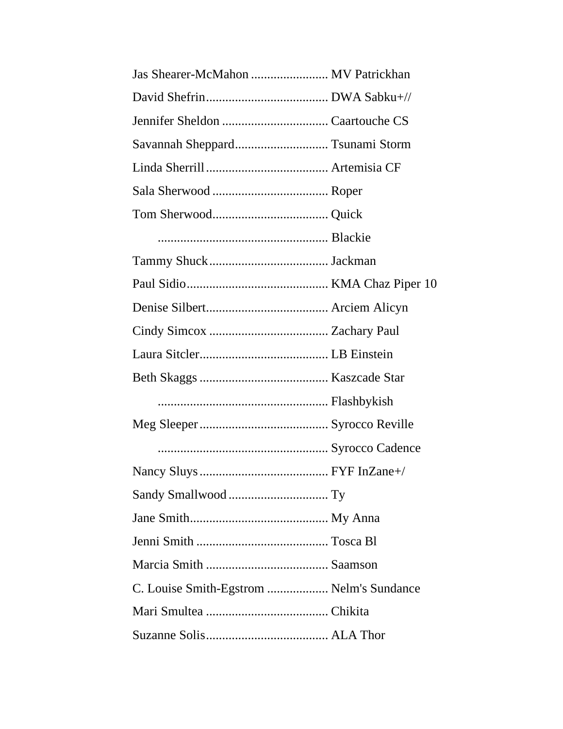Jas Shearer-McMahon ........................ MV Patrickhan

David Shefrin...................................... DWA Sabku+//

Jennifer Sheldon ................................. Caartouche CS

Savannah Sheppard............................. Tsunami Storm

Linda Sherrill...................................... Artemisia CF

Sala Sherwood .................................... Roper

Tom Sherwood.................................... Quick

..................................................... Blackie

Tammy Shuck..................................... Jackman

Paul Sidio............................................ KMA Chaz Piper 10

Denise Silbert...................................... Arciem Alicyn

Cindy Simcox ..................................... Zachary Paul

Laura Sitcler........................................ LB Einstein

Beth Skaggs ........................................ Kaszcade Star

..................................................... Flashbykish

Meg Sleeper........................................ Syrocco Reville

..................................................... Syrocco Cadence

Nancy Sluys........................................ FYF InZane+/

Sandy Smallwood ............................... Ty

Jane Smith........................................... My Anna

Jenni Smith ......................................... Tosca Bl

Marcia Smith ...................................... Saamson

C. Louise Smith-Egstrom ................... Nelm's Sundance

Mari Smultea ...................................... Chikita

Suzanne Solis...................................... ALA Thor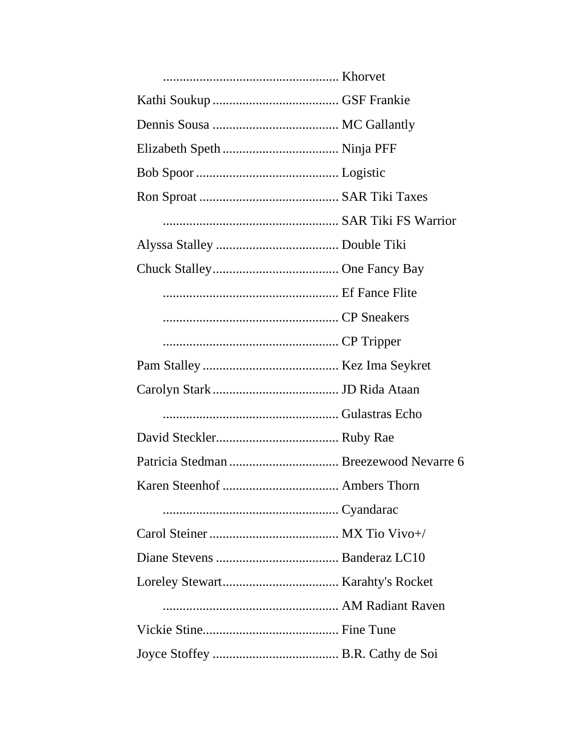| | |
|---|---|
| | Khorvet |
| Kathi Soukup | GSF Frankie |
| Dennis Sousa | MC Gallantly |
| Elizabeth Speth | Ninja PFF |
| Bob Spoor | Logistic |
| Ron Sproat | SAR Tiki Taxes |
| | SAR Tiki FS Warrior |
| Alyssa Stalley | Double Tiki |
| Chuck Stalley | One Fancy Bay |
| | Ef Fance Flite |
| | CP Sneakers |
| | CP Tripper |
| Pam Stalley | Kez Ima Seykret |
| Carolyn Stark | JD Rida Ataan |
| | Gulastras Echo |
| David Steckler | Ruby Rae |
| Patricia Stedman | Breezewood Nevarre 6 |
| Karen Steenhof | Ambers Thorn |
| | Cyandarac |
| Carol Steiner | MX Tio Vivo+/ |
| Diane Stevens | Banderaz LC10 |
| Loreley Stewart | Karahty's Rocket |
| | AM Radiant Raven |
| Vickie Stine | Fine Tune |
| Joyce Stoffey | B.R. Cathy de Soi |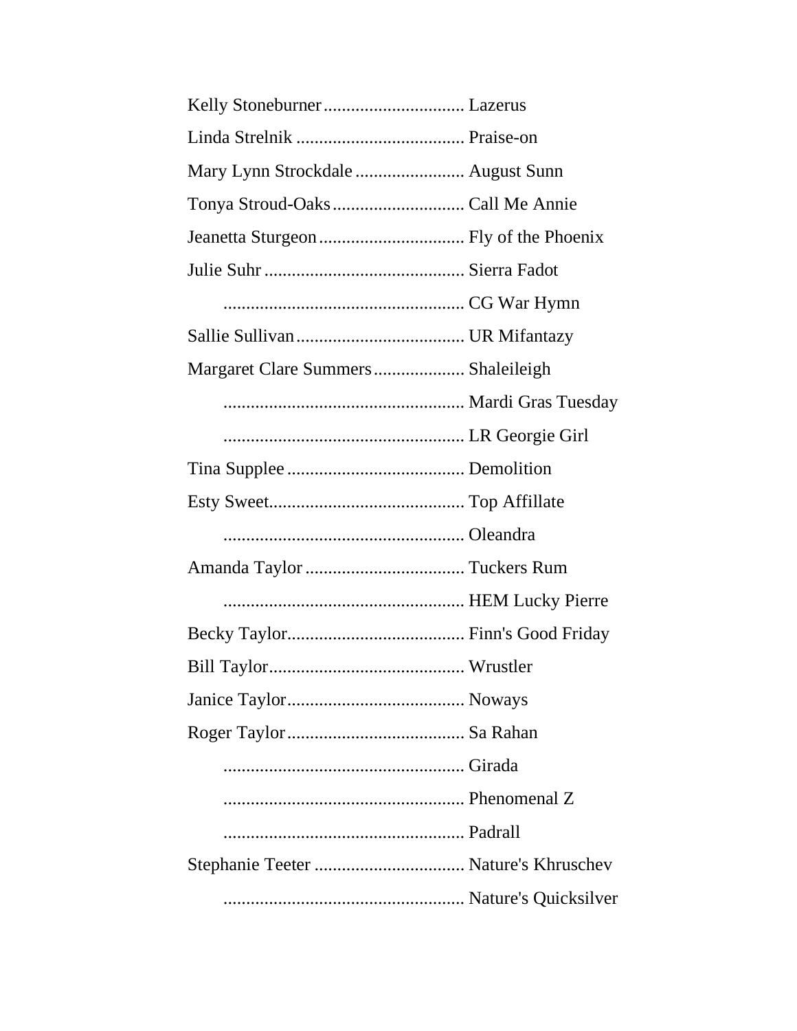Kelly Stoneburner ............................... Lazerus

Linda Strelnik ..................................... Praise-on

Mary Lynn Strockdale ........................ August Sunn

Tonya Stroud-Oaks ............................. Call Me Annie

Jeanetta Sturgeon ................................ Fly of the Phoenix

Julie Suhr ............................................ Sierra Fadot

..................................................... CG War Hymn

Sallie Sullivan ..................................... UR Mifantazy

Margaret Clare Summers .................... Shaleileigh

..................................................... Mardi Gras Tuesday

..................................................... LR Georgie Girl

Tina Supplee ....................................... Demolition

Esty Sweet ........................................... Top Affillate

..................................................... Oleandra

Amanda Taylor ................................... Tuckers Rum

..................................................... HEM Lucky Pierre

Becky Taylor ....................................... Finn's Good Friday

Bill Taylor ........................................... Wrustler

Janice Taylor ....................................... Noways

Roger Taylor ....................................... Sa Rahan

..................................................... Girada

..................................................... Phenomenal Z

..................................................... Padrall

Stephanie Teeter ................................. Nature's Khruschev

..................................................... Nature's Quicksilver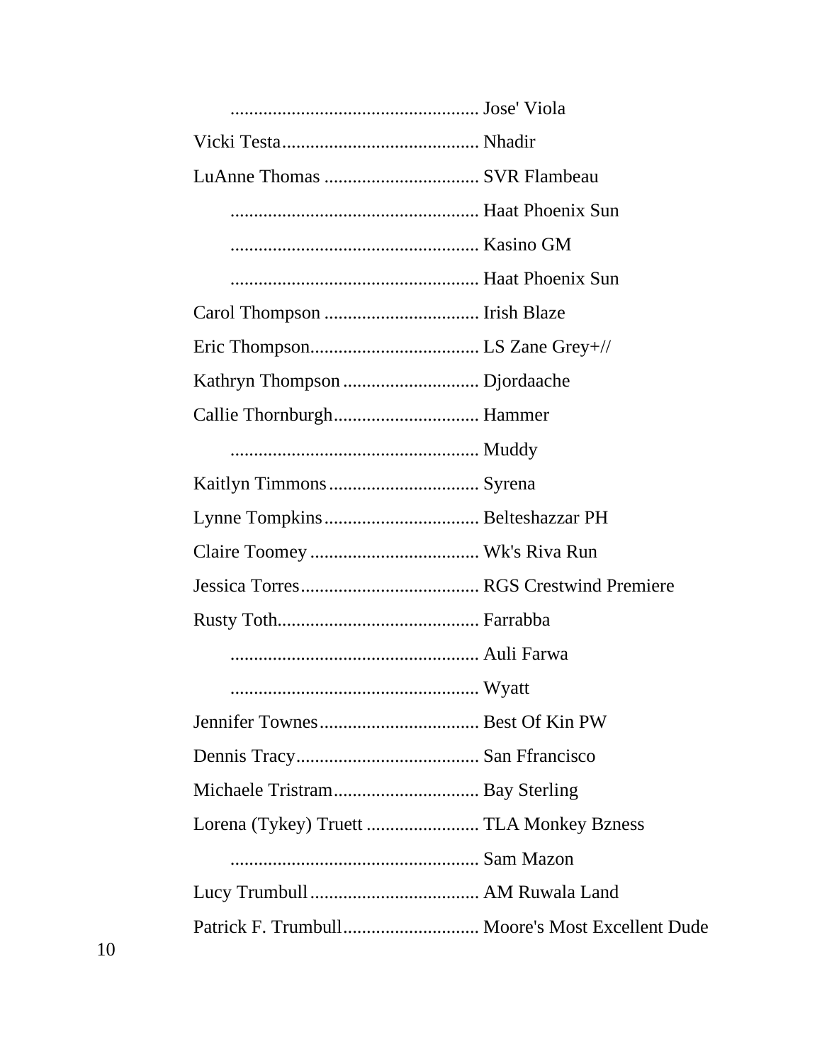..................................................... Jose' Viola

Vicki Testa.......................................... Nhadir

LuAnne Thomas ................................. SVR Flambeau

..................................................... Haat Phoenix Sun

..................................................... Kasino GM

..................................................... Haat Phoenix Sun

Carol Thompson ................................. Irish Blaze

Eric Thompson.................................... LS Zane Grey+//

Kathryn Thompson ............................. Djordaache

Callie Thornburgh............................... Hammer

..................................................... Muddy

Kaitlyn Timmons................................ Syrena

Lynne Tompkins................................. Belteshazzar PH

Claire Toomey .................................... Wk's Riva Run

Jessica Torres...................................... RGS Crestwind Premiere

Rusty Toth........................................... Farrabba

..................................................... Auli Farwa

..................................................... Wyatt

Jennifer Townes.................................. Best Of Kin PW

Dennis Tracy....................................... San Ffrancisco

Michaele Tristram............................... Bay Sterling

Lorena (Tykey) Truett ........................ TLA Monkey Bzness

..................................................... Sam Mazon

Lucy Trumbull.................................... AM Ruwala Land

Patrick F. Trumbull............................. Moore's Most Excellent Dude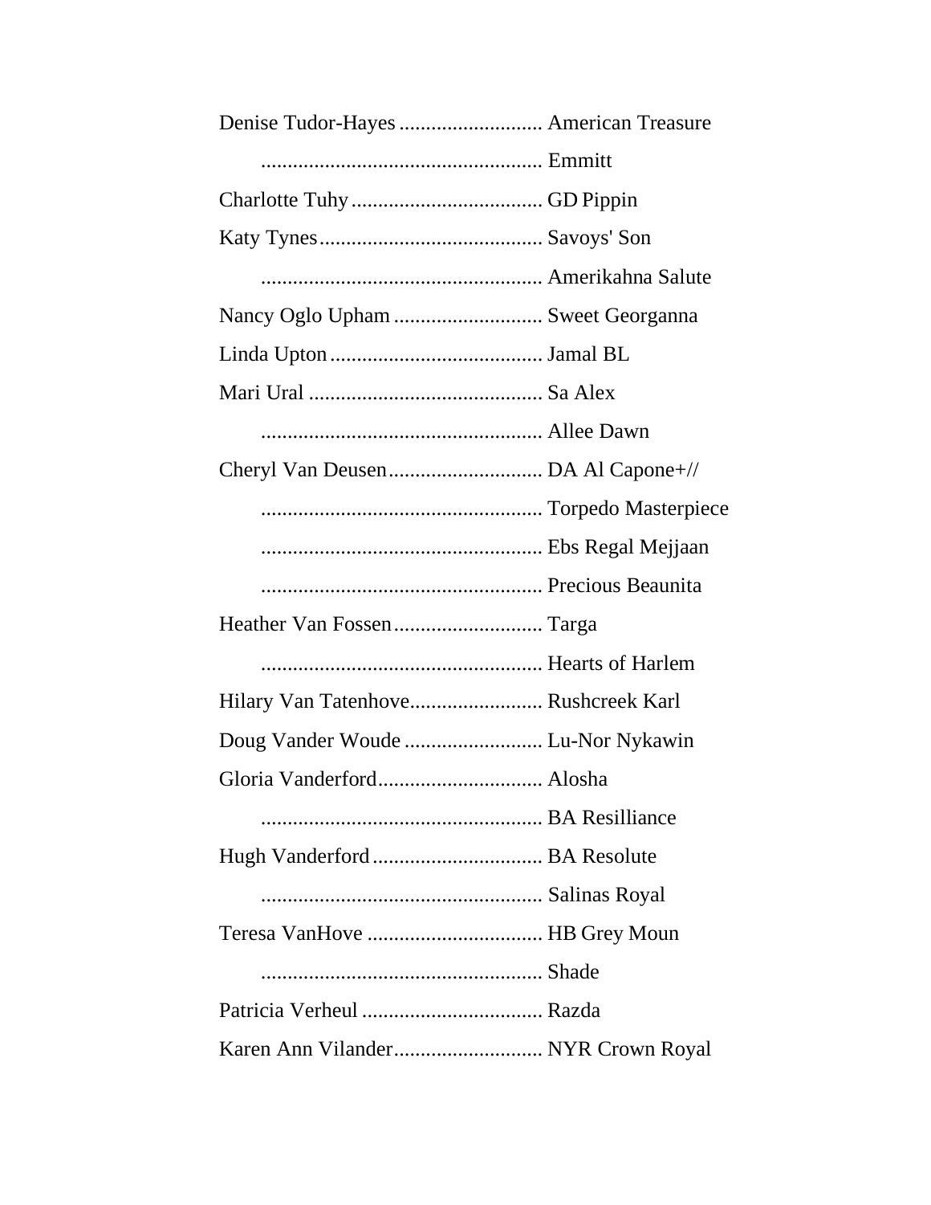Denise Tudor-Hayes ........................... American Treasure

.................................................... Emmitt

Charlotte Tuhy .................................... GD Pippin

Katy Tynes .......................................... Savoys' Son

.................................................... Amerikahna Salute

Nancy Oglo Upham ............................ Sweet Georganna

Linda Upton ........................................ Jamal BL

Mari Ural ............................................ Sa Alex

.................................................... Allee Dawn

Cheryl Van Deusen ............................. DA Al Capone+//

.................................................... Torpedo Masterpiece

.................................................... Ebs Regal Mejjaan

.................................................... Precious Beaunita

Heather Van Fossen ............................ Targa

.................................................... Hearts of Harlem

Hilary Van Tatenhove ......................... Rushcreek Karl

Doug Vander Woude .......................... Lu-Nor Nykawin

Gloria Vanderford ............................... Alosha

.................................................... BA Resilliance

Hugh Vanderford ................................ BA Resolute

.................................................... Salinas Royal

Teresa VanHove ................................. HB Grey Moun

.................................................... Shade

Patricia Verheul .................................. Razda

Karen Ann Vilander ............................ NYR Crown Royal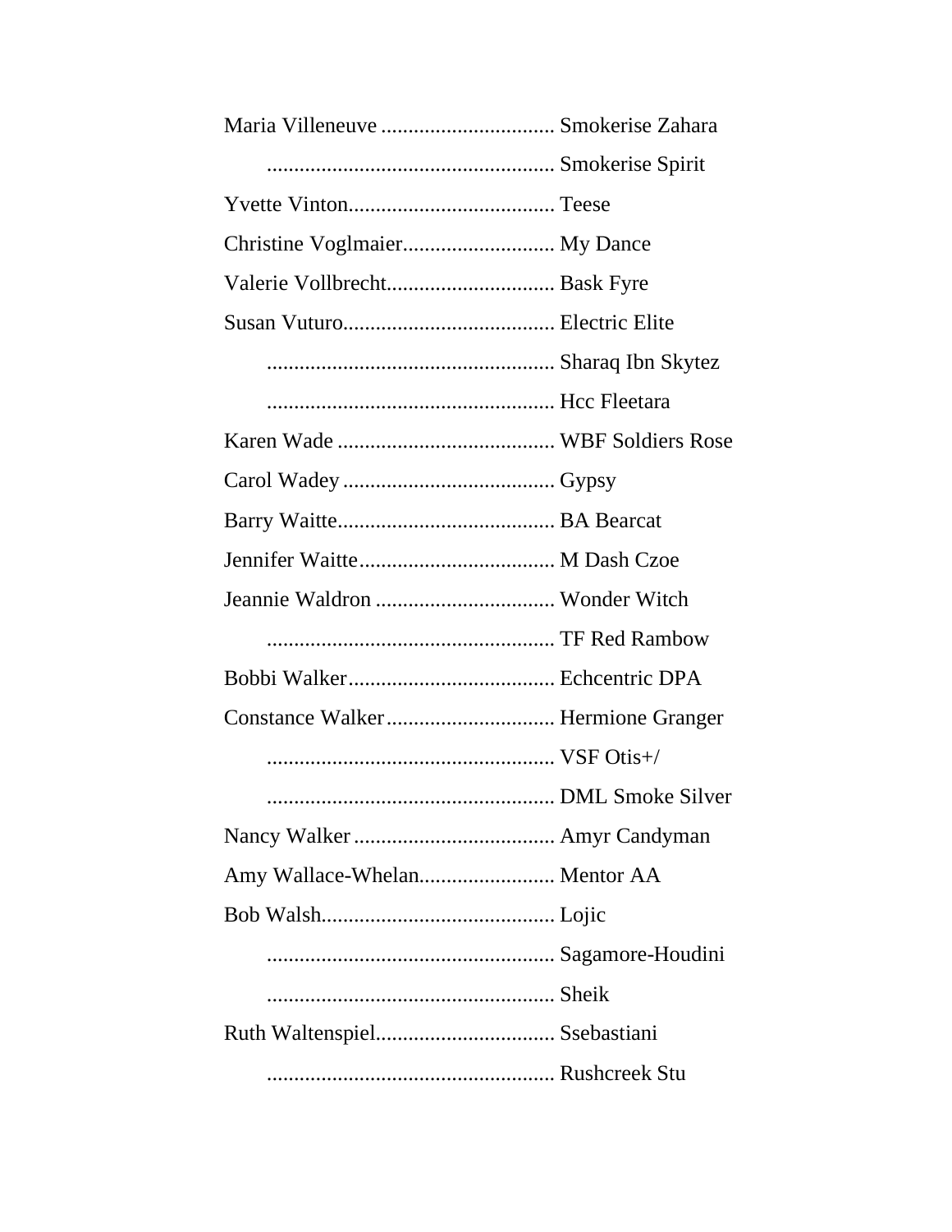Maria Villeneuve ................................ Smokerise Zahara

..................................................... Smokerise Spirit

Yvette Vinton...................................... Teese

Christine Voglmaier............................ My Dance

Valerie Vollbrecht............................... Bask Fyre

Susan Vuturo....................................... Electric Elite

..................................................... Sharaq Ibn Skytez

..................................................... Hcc Fleetara

Karen Wade ........................................ WBF Soldiers Rose

Carol Wadey ....................................... Gypsy

Barry Waitte........................................ BA Bearcat

Jennifer Waitte.................................... M Dash Czoe

Jeannie Waldron ................................. Wonder Witch

..................................................... TF Red Rambow

Bobbi Walker...................................... Echcentric DPA

Constance Walker............................... Hermione Granger

..................................................... VSF Otis+/

..................................................... DML Smoke Silver

Nancy Walker ..................................... Amyr Candyman

Amy Wallace-Whelan......................... Mentor AA

Bob Walsh........................................... Lojic

..................................................... Sagamore-Houdini

..................................................... Sheik

Ruth Waltenspiel................................. Ssebastiani

..................................................... Rushcreek Stu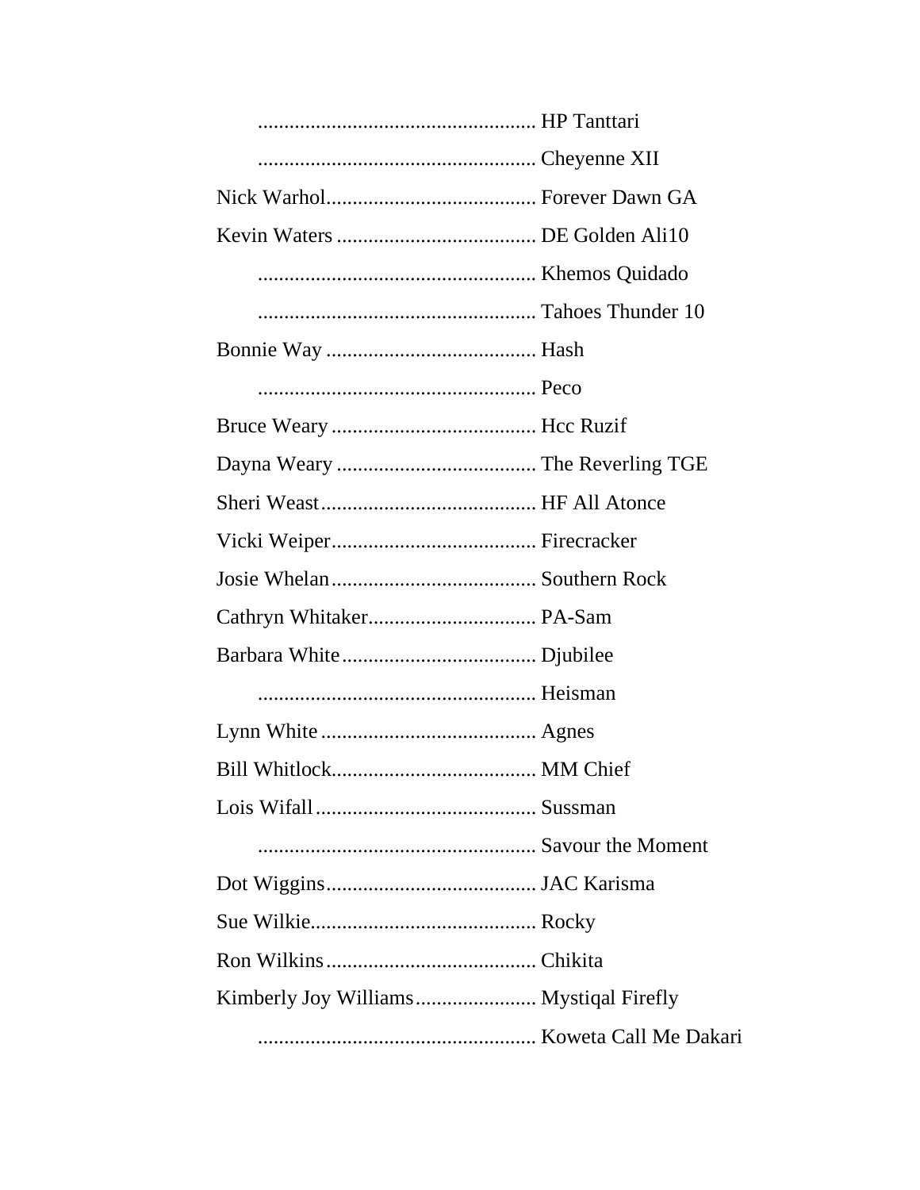| | |
|---|---|
| | HP Tanttari |
| | Cheyenne XII |
| Nick Warhol | Forever Dawn GA |
| Kevin Waters | DE Golden Ali10 |
| | Khemos Quidado |
| | Tahoes Thunder 10 |
| Bonnie Way | Hash |
| | Peco |
| Bruce Weary | Hcc Ruzif |
| Dayna Weary | The Reverling TGE |
| Sheri Weast | HF All Atonce |
| Vicki Weiper | Firecracker |
| Josie Whelan | Southern Rock |
| Cathryn Whitaker | PA-Sam |
| Barbara White | Djubilee |
| | Heisman |
| Lynn White | Agnes |
| Bill Whitlock | MM Chief |
| Lois Wifall | Sussman |
| | Savour the Moment |
| Dot Wiggins | JAC Karisma |
| Sue Wilkie | Rocky |
| Ron Wilkins | Chikita |
| Kimberly Joy Williams | Mystiqal Firefly |
| | Koweta Call Me Dakari |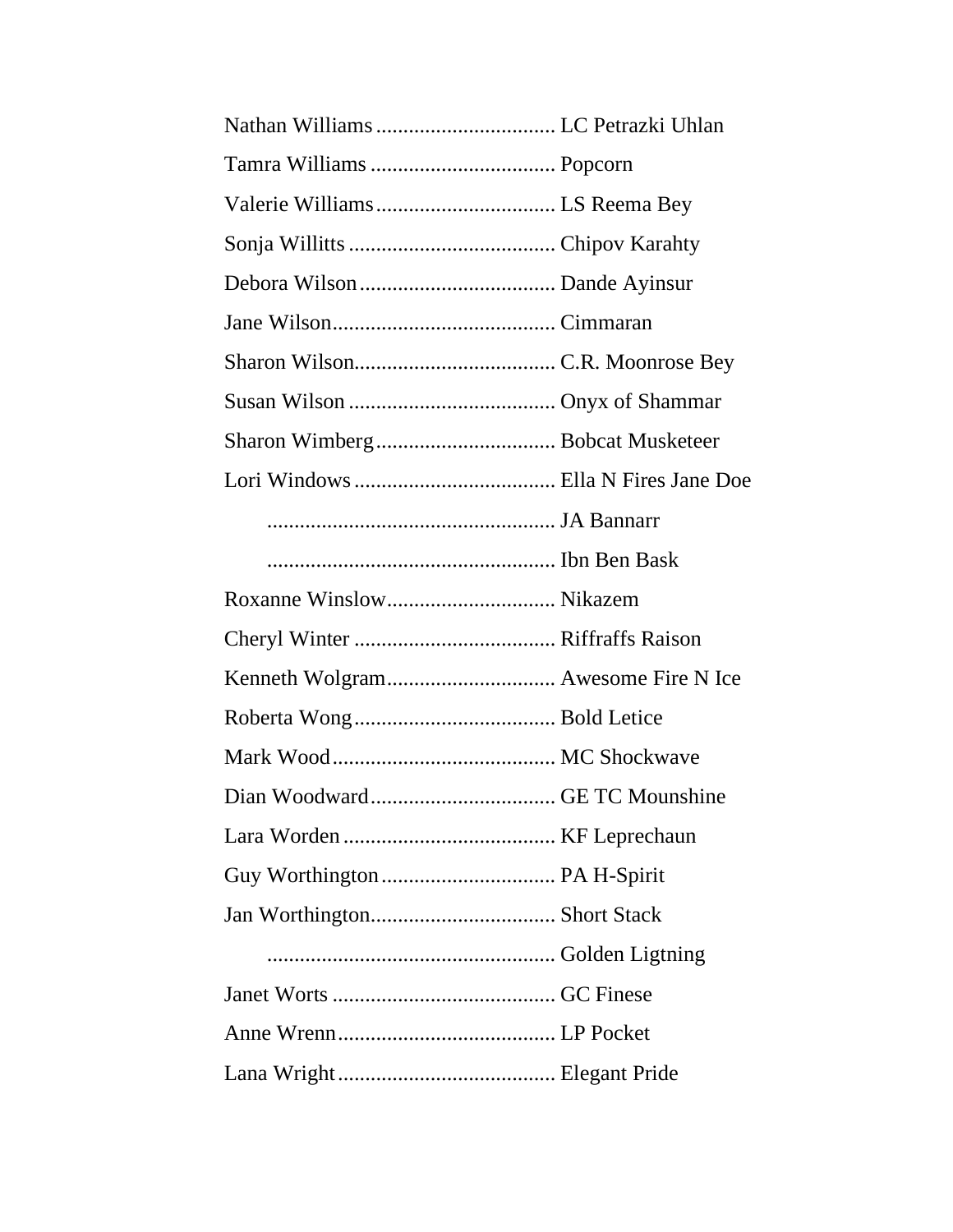Nathan Williams ................................. LC Petrazki Uhlan

Tamra Williams .................................. Popcorn

Valerie Williams ................................. LS Reema Bey

Sonja Willitts ...................................... Chipov Karahty

Debora Wilson .................................... Dande Ayinsur

Jane Wilson ......................................... Cimmaran

Sharon Wilson ..................................... C.R. Moonrose Bey

Susan Wilson ...................................... Onyx of Shammar

Sharon Wimberg ................................. Bobcat Musketeer

Lori Windows ..................................... Ella N Fires Jane Doe

..................................................... JA Bannarr

..................................................... Ibn Ben Bask

Roxanne Winslow ............................... Nikazem

Cheryl Winter ..................................... Riffraffs Raison

Kenneth Wolgram ............................... Awesome Fire N Ice

Roberta Wong ..................................... Bold Letice

Mark Wood ......................................... MC Shockwave

Dian Woodward .................................. GE TC Mounshine

Lara Worden ....................................... KF Leprechaun

Guy Worthington ................................ PA H-Spirit

Jan Worthington .................................. Short Stack

..................................................... Golden Ligtning

Janet Worts ......................................... GC Finese

Anne Wrenn ........................................ LP Pocket

Lana Wright ........................................ Elegant Pride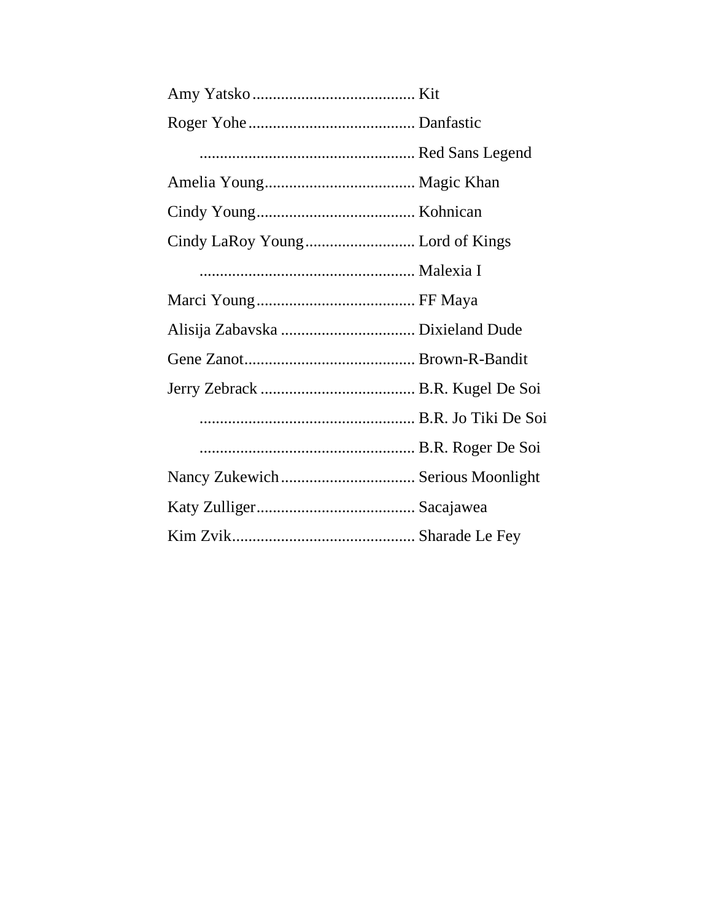Amy Yatsko ........................................ Kit

Roger Yohe ......................................... Danfastic

..................................................... Red Sans Legend

Amelia Young..................................... Magic Khan

Cindy Young....................................... Kohnican

Cindy LaRoy Young........................... Lord of Kings

..................................................... Malexia I

Marci Young........................................ FF Maya

Alisija Zabavska ................................. Dixieland Dude

Gene Zanot.......................................... Brown-R-Bandit

Jerry Zebrack ...................................... B.R. Kugel De Soi

..................................................... B.R. Jo Tiki De Soi

..................................................... B.R. Roger De Soi

Nancy Zukewich................................. Serious Moonlight

Katy Zulliger....................................... Sacajawea

Kim Zvik............................................. Sharade Le Fey